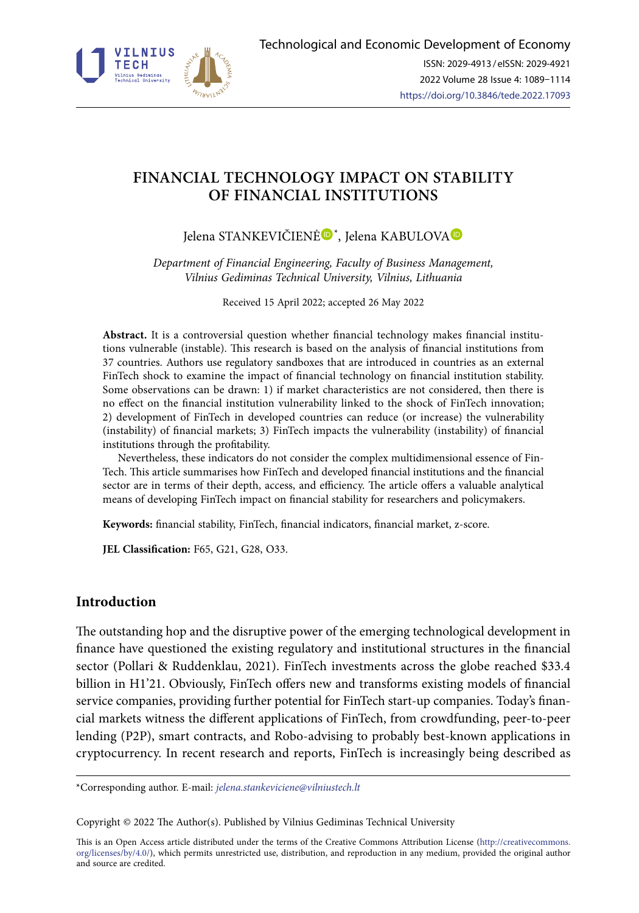# FINANCIAL TECHNOLOGY IMPACT ON STABILITY OF FINANCIAL INSTITUTIONS

Jelena STANKEVIČIENĖ*, Jelena KABULOVA

*Department of Financial Engineering, Faculty of Business Management, Vilnius Gediminas Technical University, Vilnius, Lithuania*

Received 15 April 2022; accepted 26 May 2022

**Abstract.** It is a controversial question whether financial technology makes financial institutions vulnerable (instable). This research is based on the analysis of financial institutions from 37 countries. Authors use regulatory sandboxes that are introduced in countries as an external FinTech shock to examine the impact of financial technology on financial institution stability. Some observations can be drawn: 1) if market characteristics are not considered, then there is no effect on the financial institution vulnerability linked to the shock of FinTech innovation; 2) development of FinTech in developed countries can reduce (or increase) the vulnerability (instability) of financial markets; 3) FinTech impacts the vulnerability (instability) of financial institutions through the profitability.

Nevertheless, these indicators do not consider the complex multidimensional essence of FinTech. This article summarises how FinTech and developed financial institutions and the financial sector are in terms of their depth, access, and efficiency. The article offers a valuable analytical means of developing FinTech impact on financial stability for researchers and policymakers.

**Keywords:** financial stability, FinTech, financial indicators, financial market, z-score.

**JEL Classification:** F65, G21, G28, O33.

## Introduction

The outstanding hop and the disruptive power of the emerging technological development in finance have questioned the existing regulatory and institutional structures in the financial sector (Pollari & Ruddenklau, 2021). FinTech investments across the globe reached $33.4 billion in H1'21. Obviously, FinTech offers new and transforms existing models of financial service companies, providing further potential for FinTech start-up companies. Today's financial markets witness the different applications of FinTech, from crowdfunding, peer-to-peer lending (P2P), smart contracts, and Robo-advising to probably best-known applications in cryptocurrency. In recent research and reports, FinTech is increasingly being described as

*Corresponding author. E-mail: *jelena.stankeviciene@vilniustech.lt*

Copyright © 2022 The Author(s). Published by Vilnius Gediminas Technical University

This is an Open Access article distributed under the terms of the Creative Commons Attribution License (http://creativecommons.org/licenses/by/4.0/), which permits unrestricted use, distribution, and reproduction in any medium, provided the original author and source are credited.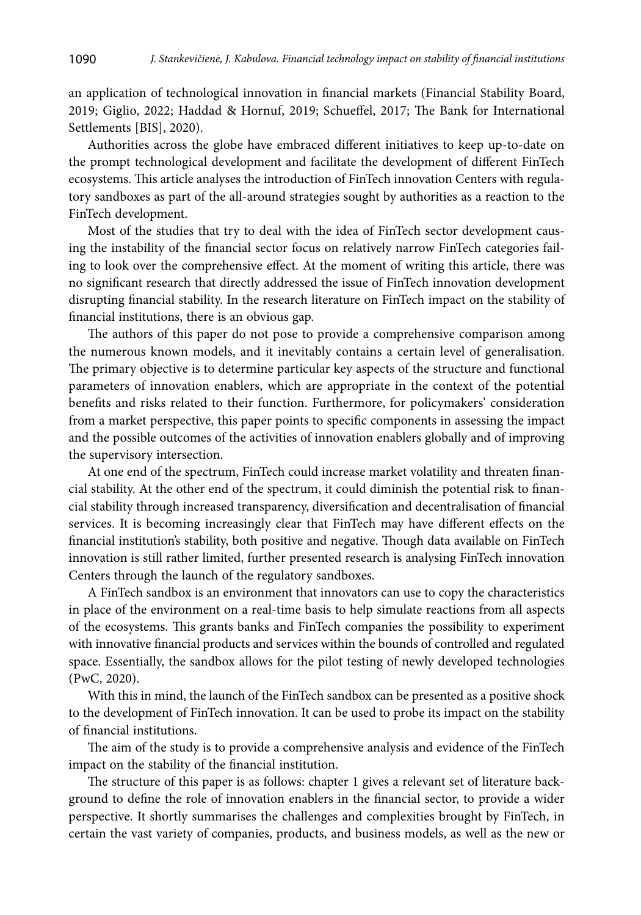an application of technological innovation in financial markets (Financial Stability Board, 2019; Giglio, 2022; Haddad & Hornuf, 2019; Schueffel, 2017; The Bank for International Settlements [BIS], 2020).

Authorities across the globe have embraced different initiatives to keep up-to-date on the prompt technological development and facilitate the development of different FinTech ecosystems. This article analyses the introduction of FinTech innovation Centers with regulatory sandboxes as part of the all-around strategies sought by authorities as a reaction to the FinTech development.

Most of the studies that try to deal with the idea of FinTech sector development causing the instability of the financial sector focus on relatively narrow FinTech categories failing to look over the comprehensive effect. At the moment of writing this article, there was no significant research that directly addressed the issue of FinTech innovation development disrupting financial stability. In the research literature on FinTech impact on the stability of financial institutions, there is an obvious gap.

The authors of this paper do not pose to provide a comprehensive comparison among the numerous known models, and it inevitably contains a certain level of generalisation. The primary objective is to determine particular key aspects of the structure and functional parameters of innovation enablers, which are appropriate in the context of the potential benefits and risks related to their function. Furthermore, for policymakers' consideration from a market perspective, this paper points to specific components in assessing the impact and the possible outcomes of the activities of innovation enablers globally and of improving the supervisory intersection.

At one end of the spectrum, FinTech could increase market volatility and threaten financial stability. At the other end of the spectrum, it could diminish the potential risk to financial stability through increased transparency, diversification and decentralisation of financial services. It is becoming increasingly clear that FinTech may have different effects on the financial institution's stability, both positive and negative. Though data available on FinTech innovation is still rather limited, further presented research is analysing FinTech innovation Centers through the launch of the regulatory sandboxes.

A FinTech sandbox is an environment that innovators can use to copy the characteristics in place of the environment on a real-time basis to help simulate reactions from all aspects of the ecosystems. This grants banks and FinTech companies the possibility to experiment with innovative financial products and services within the bounds of controlled and regulated space. Essentially, the sandbox allows for the pilot testing of newly developed technologies (PwC, 2020).

With this in mind, the launch of the FinTech sandbox can be presented as a positive shock to the development of FinTech innovation. It can be used to probe its impact on the stability of financial institutions.

The aim of the study is to provide a comprehensive analysis and evidence of the FinTech impact on the stability of the financial institution.

The structure of this paper is as follows: chapter 1 gives a relevant set of literature background to define the role of innovation enablers in the financial sector, to provide a wider perspective. It shortly summarises the challenges and complexities brought by FinTech, in certain the vast variety of companies, products, and business models, as well as the new or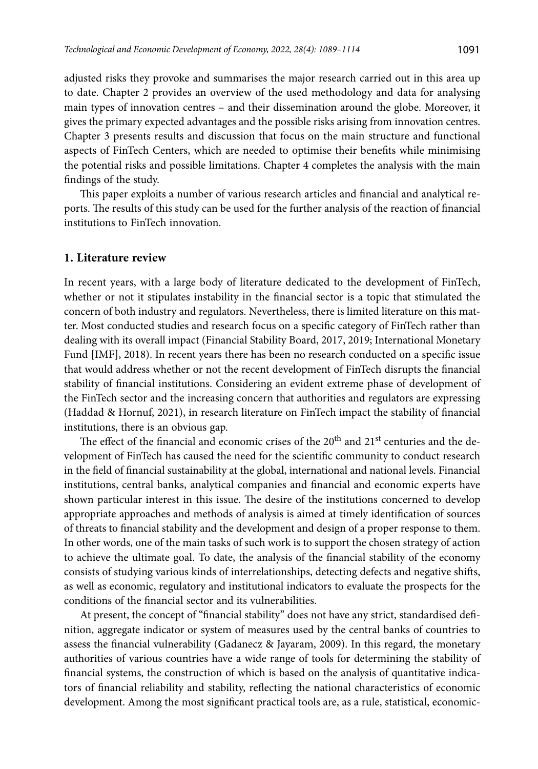adjusted risks they provoke and summarises the major research carried out in this area up to date. Chapter 2 provides an overview of the used methodology and data for analysing main types of innovation centres – and their dissemination around the globe. Moreover, it gives the primary expected advantages and the possible risks arising from innovation centres. Chapter 3 presents results and discussion that focus on the main structure and functional aspects of FinTech Centers, which are needed to optimise their benefits while minimising the potential risks and possible limitations. Chapter 4 completes the analysis with the main findings of the study.

This paper exploits a number of various research articles and financial and analytical reports. The results of this study can be used for the further analysis of the reaction of financial institutions to FinTech innovation.

## 1. Literature review

In recent years, with a large body of literature dedicated to the development of FinTech, whether or not it stipulates instability in the financial sector is a topic that stimulated the concern of both industry and regulators. Nevertheless, there is limited literature on this matter. Most conducted studies and research focus on a specific category of FinTech rather than dealing with its overall impact (Financial Stability Board, 2017, 2019; International Monetary Fund [IMF], 2018). In recent years there has been no research conducted on a specific issue that would address whether or not the recent development of FinTech disrupts the financial stability of financial institutions. Considering an evident extreme phase of development of the FinTech sector and the increasing concern that authorities and regulators are expressing (Haddad & Hornuf, 2021), in research literature on FinTech impact the stability of financial institutions, there is an obvious gap.

The effect of the financial and economic crises of the 20th and 21st centuries and the development of FinTech has caused the need for the scientific community to conduct research in the field of financial sustainability at the global, international and national levels. Financial institutions, central banks, analytical companies and financial and economic experts have shown particular interest in this issue. The desire of the institutions concerned to develop appropriate approaches and methods of analysis is aimed at timely identification of sources of threats to financial stability and the development and design of a proper response to them. In other words, one of the main tasks of such work is to support the chosen strategy of action to achieve the ultimate goal. To date, the analysis of the financial stability of the economy consists of studying various kinds of interrelationships, detecting defects and negative shifts, as well as economic, regulatory and institutional indicators to evaluate the prospects for the conditions of the financial sector and its vulnerabilities.

At present, the concept of "financial stability" does not have any strict, standardised definition, aggregate indicator or system of measures used by the central banks of countries to assess the financial vulnerability (Gadanecz & Jayaram, 2009). In this regard, the monetary authorities of various countries have a wide range of tools for determining the stability of financial systems, the construction of which is based on the analysis of quantitative indicators of financial reliability and stability, reflecting the national characteristics of economic development. Among the most significant practical tools are, as a rule, statistical, economic-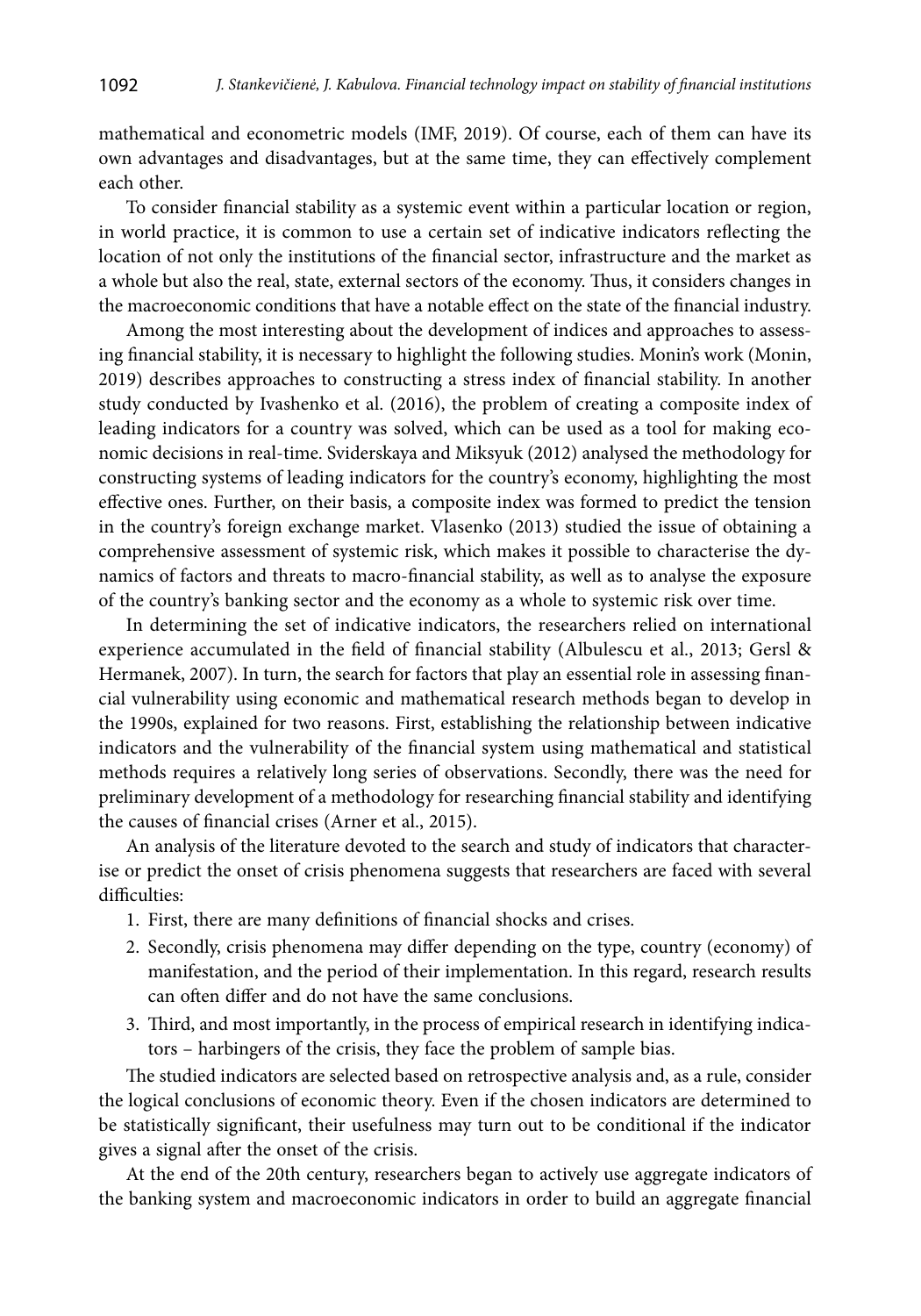mathematical and econometric models (IMF, 2019). Of course, each of them can have its own advantages and disadvantages, but at the same time, they can effectively complement each other.

To consider financial stability as a systemic event within a particular location or region, in world practice, it is common to use a certain set of indicative indicators reflecting the location of not only the institutions of the financial sector, infrastructure and the market as a whole but also the real, state, external sectors of the economy. Thus, it considers changes in the macroeconomic conditions that have a notable effect on the state of the financial industry.

Among the most interesting about the development of indices and approaches to assessing financial stability, it is necessary to highlight the following studies. Monin's work (Monin, 2019) describes approaches to constructing a stress index of financial stability. In another study conducted by Ivashenko et al. (2016), the problem of creating a composite index of leading indicators for a country was solved, which can be used as a tool for making economic decisions in real-time. Sviderskaya and Miksyuk (2012) analysed the methodology for constructing systems of leading indicators for the country's economy, highlighting the most effective ones. Further, on their basis, a composite index was formed to predict the tension in the country's foreign exchange market. Vlasenko (2013) studied the issue of obtaining a comprehensive assessment of systemic risk, which makes it possible to characterise the dynamics of factors and threats to macro-financial stability, as well as to analyse the exposure of the country's banking sector and the economy as a whole to systemic risk over time.

In determining the set of indicative indicators, the researchers relied on international experience accumulated in the field of financial stability (Albulescu et al., 2013; Gersl & Hermanek, 2007). In turn, the search for factors that play an essential role in assessing financial vulnerability using economic and mathematical research methods began to develop in the 1990s, explained for two reasons. First, establishing the relationship between indicative indicators and the vulnerability of the financial system using mathematical and statistical methods requires a relatively long series of observations. Secondly, there was the need for preliminary development of a methodology for researching financial stability and identifying the causes of financial crises (Arner et al., 2015).

An analysis of the literature devoted to the search and study of indicators that characterise or predict the onset of crisis phenomena suggests that researchers are faced with several difficulties:

1. First, there are many definitions of financial shocks and crises.
2. Secondly, crisis phenomena may differ depending on the type, country (economy) of manifestation, and the period of their implementation. In this regard, research results can often differ and do not have the same conclusions.
3. Third, and most importantly, in the process of empirical research in identifying indicators – harbingers of the crisis, they face the problem of sample bias.

The studied indicators are selected based on retrospective analysis and, as a rule, consider the logical conclusions of economic theory. Even if the chosen indicators are determined to be statistically significant, their usefulness may turn out to be conditional if the indicator gives a signal after the onset of the crisis.

At the end of the 20th century, researchers began to actively use aggregate indicators of the banking system and macroeconomic indicators in order to build an aggregate financial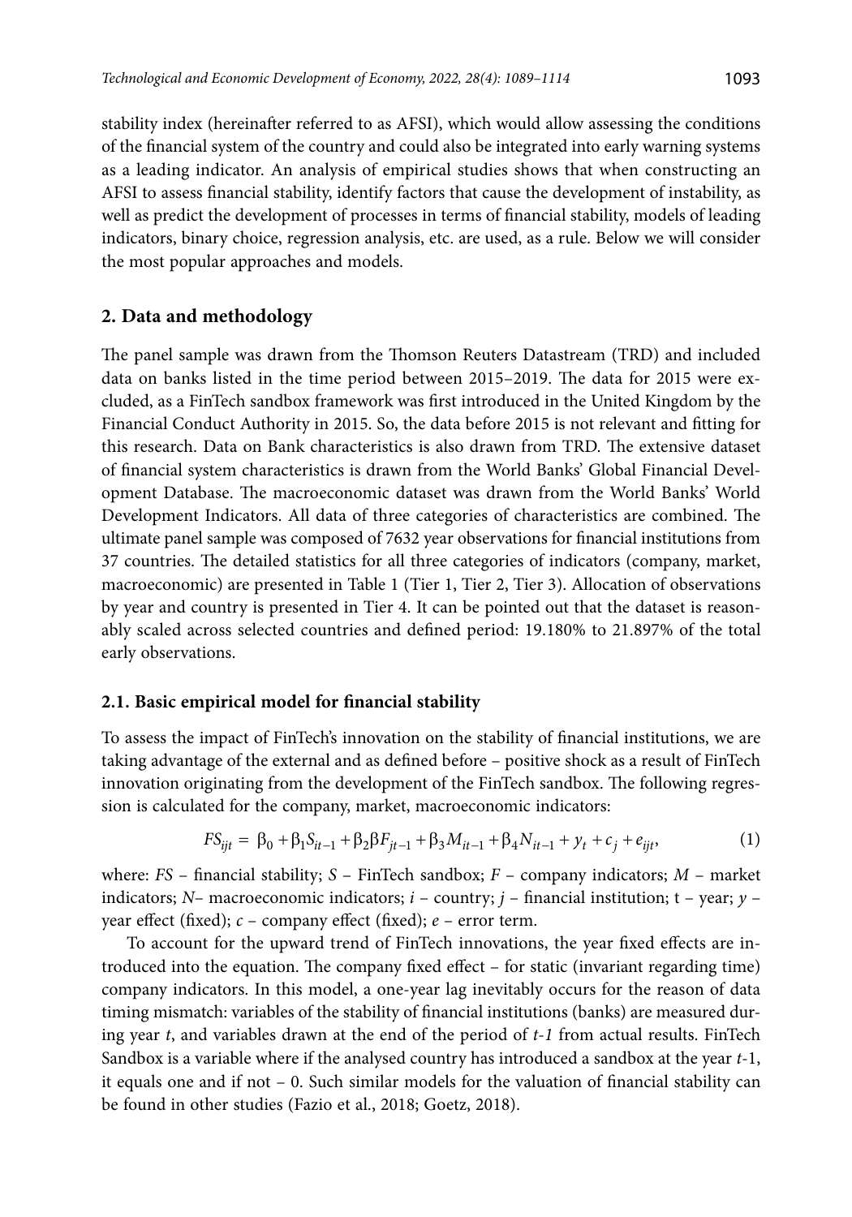stability index (hereinafter referred to as AFSI), which would allow assessing the conditions of the financial system of the country and could also be integrated into early warning systems as a leading indicator. An analysis of empirical studies shows that when constructing an AFSI to assess financial stability, identify factors that cause the development of instability, as well as predict the development of processes in terms of financial stability, models of leading indicators, binary choice, regression analysis, etc. are used, as a rule. Below we will consider the most popular approaches and models.

## 2. Data and methodology

The panel sample was drawn from the Thomson Reuters Datastream (TRD) and included data on banks listed in the time period between 2015–2019. The data for 2015 were excluded, as a FinTech sandbox framework was first introduced in the United Kingdom by the Financial Conduct Authority in 2015. So, the data before 2015 is not relevant and fitting for this research. Data on Bank characteristics is also drawn from TRD. The extensive dataset of financial system characteristics is drawn from the World Banks' Global Financial Development Database. The macroeconomic dataset was drawn from the World Banks' World Development Indicators. All data of three categories of characteristics are combined. The ultimate panel sample was composed of 7632 year observations for financial institutions from 37 countries. The detailed statistics for all three categories of indicators (company, market, macroeconomic) are presented in Table 1 (Tier 1, Tier 2, Tier 3). Allocation of observations by year and country is presented in Tier 4. It can be pointed out that the dataset is reasonably scaled across selected countries and defined period: 19.180% to 21.897% of the total early observations.

### 2.1. Basic empirical model for financial stability

To assess the impact of FinTech's innovation on the stability of financial institutions, we are taking advantage of the external and as defined before – positive shock as a result of FinTech innovation originating from the development of the FinTech sandbox. The following regression is calculated for the company, market, macroeconomic indicators:

$$FS_{ijt} = \beta_0 + \beta_1 S_{it-1} + \beta_2 \beta F_{jt-1} + \beta_3 M_{it-1} + \beta_4 N_{it-1} + y_t + c_j + e_{ijt}, \tag{1}$$

where: $FS$ – financial stability; $S$ – FinTech sandbox; $F$ – company indicators; $M$ – market indicators; $N$– macroeconomic indicators; $i$ – country; $j$ – financial institution; t – year; $y$ – year effect (fixed); $c$ – company effect (fixed); $e$ – error term.

To account for the upward trend of FinTech innovations, the year fixed effects are introduced into the equation. The company fixed effect – for static (invariant regarding time) company indicators. In this model, a one-year lag inevitably occurs for the reason of data timing mismatch: variables of the stability of financial institutions (banks) are measured during year $t$, and variables drawn at the end of the period of $t-1$ from actual results. FinTech Sandbox is a variable where if the analysed country has introduced a sandbox at the year $t$-1, it equals one and if not – 0. Such similar models for the valuation of financial stability can be found in other studies (Fazio et al., 2018; Goetz, 2018).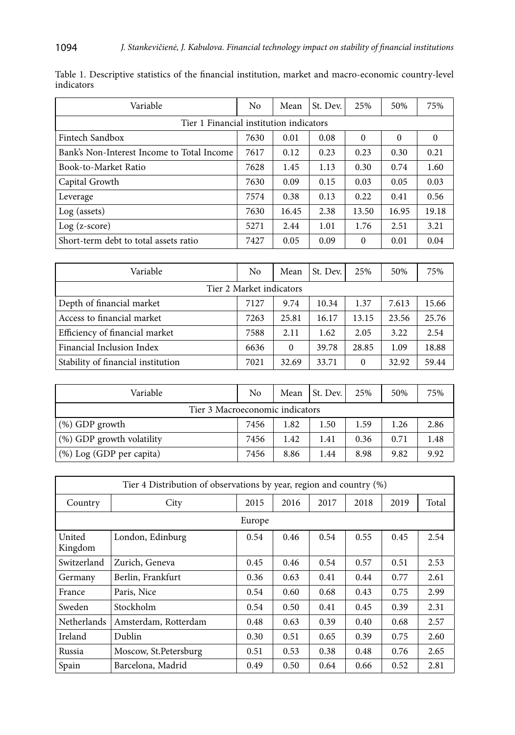Table 1. Descriptive statistics of the financial institution, market and macro-economic country-level indicators

| Variable | No | Mean | St. Dev. | 25% | 50% | 75% |
|---|---|---|---|---|---|---|
| Tier 1 Financial institution indicators | | | | | | |
| Fintech Sandbox | 7630 | 0.01 | 0.08 | 0 | 0 | 0 |
| Bank's Non-Interest Income to Total Income | 7617 | 0.12 | 0.23 | 0.23 | 0.30 | 0.21 |
| Book-to-Market Ratio | 7628 | 1.45 | 1.13 | 0.30 | 0.74 | 1.60 |
| Capital Growth | 7630 | 0.09 | 0.15 | 0.03 | 0.05 | 0.03 |
| Leverage | 7574 | 0.38 | 0.13 | 0.22 | 0.41 | 0.56 |
| Log (assets) | 7630 | 16.45 | 2.38 | 13.50 | 16.95 | 19.18 |
| Log (z-score) | 5271 | 2.44 | 1.01 | 1.76 | 2.51 | 3.21 |
| Short-term debt to total assets ratio | 7427 | 0.05 | 0.09 | 0 | 0.01 | 0.04 |

| Variable | No | Mean | St. Dev. | 25% | 50% | 75% |
|---|---|---|---|---|---|---|
| Tier 2 Market indicators | | | | | | |
| Depth of financial market | 7127 | 9.74 | 10.34 | 1.37 | 7.613 | 15.66 |
| Access to financial market | 7263 | 25.81 | 16.17 | 13.15 | 23.56 | 25.76 |
| Efficiency of financial market | 7588 | 2.11 | 1.62 | 2.05 | 3.22 | 2.54 |
| Financial Inclusion Index | 6636 | 0 | 39.78 | 28.85 | 1.09 | 18.88 |
| Stability of financial institution | 7021 | 32.69 | 33.71 | 0 | 32.92 | 59.44 |

| Variable | No | Mean | St. Dev. | 25% | 50% | 75% |
|---|---|---|---|---|---|---|
| Tier 3 Macroeconomic indicators | | | | | | |
| (%) GDP growth | 7456 | 1.82 | 1.50 | 1.59 | 1.26 | 2.86 |
| (%) GDP growth volatility | 7456 | 1.42 | 1.41 | 0.36 | 0.71 | 1.48 |
| (%) Log (GDP per capita) | 7456 | 8.86 | 1.44 | 8.98 | 9.82 | 9.92 |

| Tier 4 Distribution of observations by year, region and country (%) | | | | | | | |
|---|---|---|---|---|---|---|---|
| Country | City | 2015 | 2016 | 2017 | 2018 | 2019 | Total |
| Europe | | | | | | | |
| United Kingdom | London, Edinburg | 0.54 | 0.46 | 0.54 | 0.55 | 0.45 | 2.54 |
| Switzerland | Zurich, Geneva | 0.45 | 0.46 | 0.54 | 0.57 | 0.51 | 2.53 |
| Germany | Berlin, Frankfurt | 0.36 | 0.63 | 0.41 | 0.44 | 0.77 | 2.61 |
| France | Paris, Nice | 0.54 | 0.60 | 0.68 | 0.43 | 0.75 | 2.99 |
| Sweden | Stockholm | 0.54 | 0.50 | 0.41 | 0.45 | 0.39 | 2.31 |
| Netherlands | Amsterdam, Rotterdam | 0.48 | 0.63 | 0.39 | 0.40 | 0.68 | 2.57 |
| Ireland | Dublin | 0.30 | 0.51 | 0.65 | 0.39 | 0.75 | 2.60 |
| Russia | Moscow, St.Petersburg | 0.51 | 0.53 | 0.38 | 0.48 | 0.76 | 2.65 |
| Spain | Barcelona, Madrid | 0.49 | 0.50 | 0.64 | 0.66 | 0.52 | 2.81 |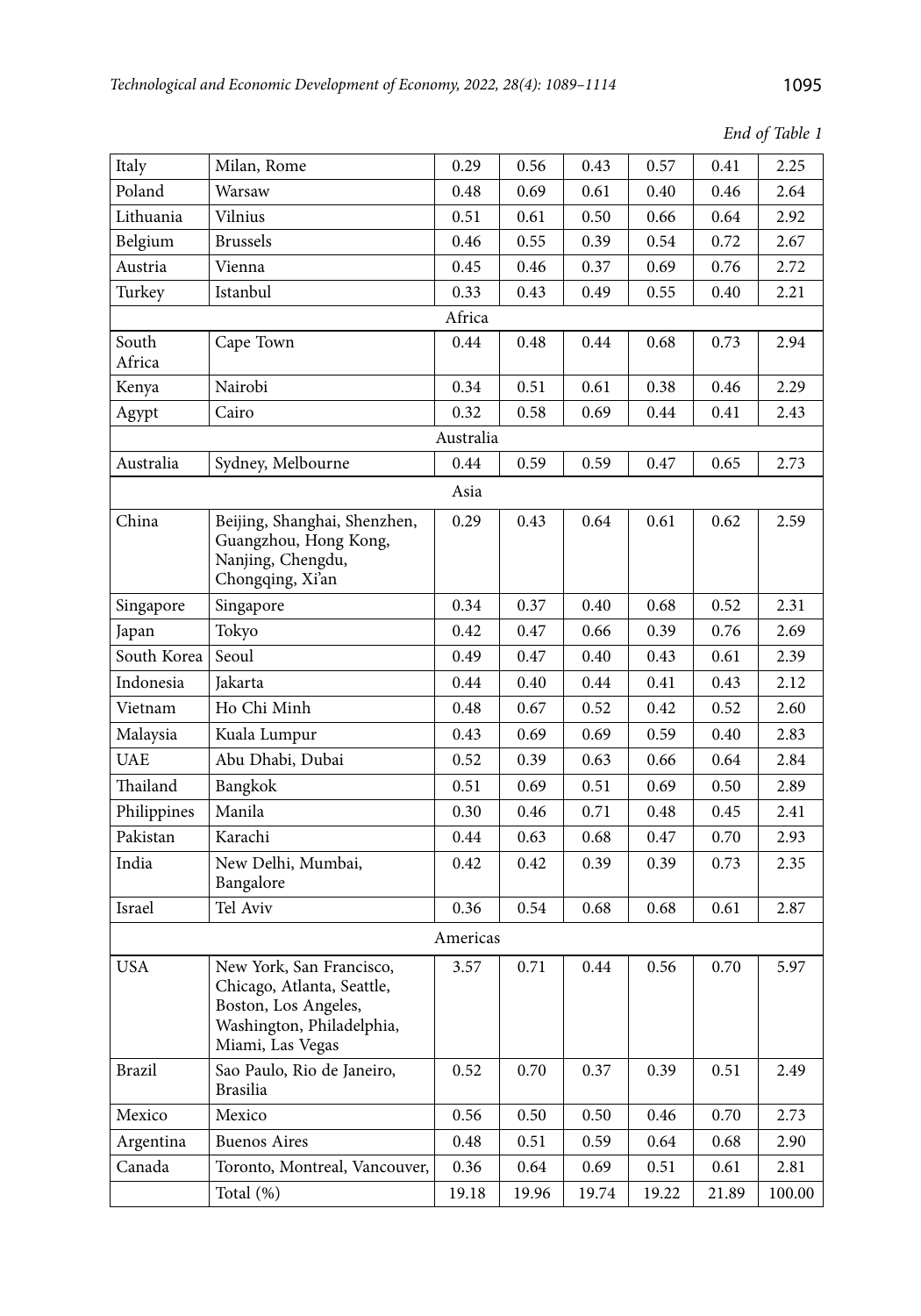*End of Table 1*

| | | | | | | | |
|---|---|---|---|---|---|---|---|
| Italy | Milan, Rome | 0.29 | 0.56 | 0.43 | 0.57 | 0.41 | 2.25 |
| Poland | Warsaw | 0.48 | 0.69 | 0.61 | 0.40 | 0.46 | 2.64 |
| Lithuania | Vilnius | 0.51 | 0.61 | 0.50 | 0.66 | 0.64 | 2.92 |
| Belgium | Brussels | 0.46 | 0.55 | 0.39 | 0.54 | 0.72 | 2.67 |
| Austria | Vienna | 0.45 | 0.46 | 0.37 | 0.69 | 0.76 | 2.72 |
| Turkey | Istanbul | 0.33 | 0.43 | 0.49 | 0.55 | 0.40 | 2.21 |
| | | Africa | | | | | |
| South Africa | Cape Town | 0.44 | 0.48 | 0.44 | 0.68 | 0.73 | 2.94 |
| Kenya | Nairobi | 0.34 | 0.51 | 0.61 | 0.38 | 0.46 | 2.29 |
| Agypt | Cairo | 0.32 | 0.58 | 0.69 | 0.44 | 0.41 | 2.43 |
| | | Australia | | | | | |
| Australia | Sydney, Melbourne | 0.44 | 0.59 | 0.59 | 0.47 | 0.65 | 2.73 |
| | | Asia | | | | | |
| China | Beijing, Shanghai, Shenzhen, Guangzhou, Hong Kong, Nanjing, Chengdu, Chongqing, Xi'an | 0.29 | 0.43 | 0.64 | 0.61 | 0.62 | 2.59 |
| Singapore | Singapore | 0.34 | 0.37 | 0.40 | 0.68 | 0.52 | 2.31 |
| Japan | Tokyo | 0.42 | 0.47 | 0.66 | 0.39 | 0.76 | 2.69 |
| South Korea | Seoul | 0.49 | 0.47 | 0.40 | 0.43 | 0.61 | 2.39 |
| Indonesia | Jakarta | 0.44 | 0.40 | 0.44 | 0.41 | 0.43 | 2.12 |
| Vietnam | Ho Chi Minh | 0.48 | 0.67 | 0.52 | 0.42 | 0.52 | 2.60 |
| Malaysia | Kuala Lumpur | 0.43 | 0.69 | 0.69 | 0.59 | 0.40 | 2.83 |
| UAE | Abu Dhabi, Dubai | 0.52 | 0.39 | 0.63 | 0.66 | 0.64 | 2.84 |
| Thailand | Bangkok | 0.51 | 0.69 | 0.51 | 0.69 | 0.50 | 2.89 |
| Philippines | Manila | 0.30 | 0.46 | 0.71 | 0.48 | 0.45 | 2.41 |
| Pakistan | Karachi | 0.44 | 0.63 | 0.68 | 0.47 | 0.70 | 2.93 |
| India | New Delhi, Mumbai, Bangalore | 0.42 | 0.42 | 0.39 | 0.39 | 0.73 | 2.35 |
| Israel | Tel Aviv | 0.36 | 0.54 | 0.68 | 0.68 | 0.61 | 2.87 |
| | | Americas | | | | | |
| USA | New York, San Francisco, Chicago, Atlanta, Seattle, Boston, Los Angeles, Washington, Philadelphia, Miami, Las Vegas | 3.57 | 0.71 | 0.44 | 0.56 | 0.70 | 5.97 |
| Brazil | Sao Paulo, Rio de Janeiro, Brasilia | 0.52 | 0.70 | 0.37 | 0.39 | 0.51 | 2.49 |
| Mexico | Mexico | 0.56 | 0.50 | 0.50 | 0.46 | 0.70 | 2.73 |
| Argentina | Buenos Aires | 0.48 | 0.51 | 0.59 | 0.64 | 0.68 | 2.90 |
| Canada | Toronto, Montreal, Vancouver, | 0.36 | 0.64 | 0.69 | 0.51 | 0.61 | 2.81 |
| | Total (%) | 19.18 | 19.96 | 19.74 | 19.22 | 21.89 | 100.00 |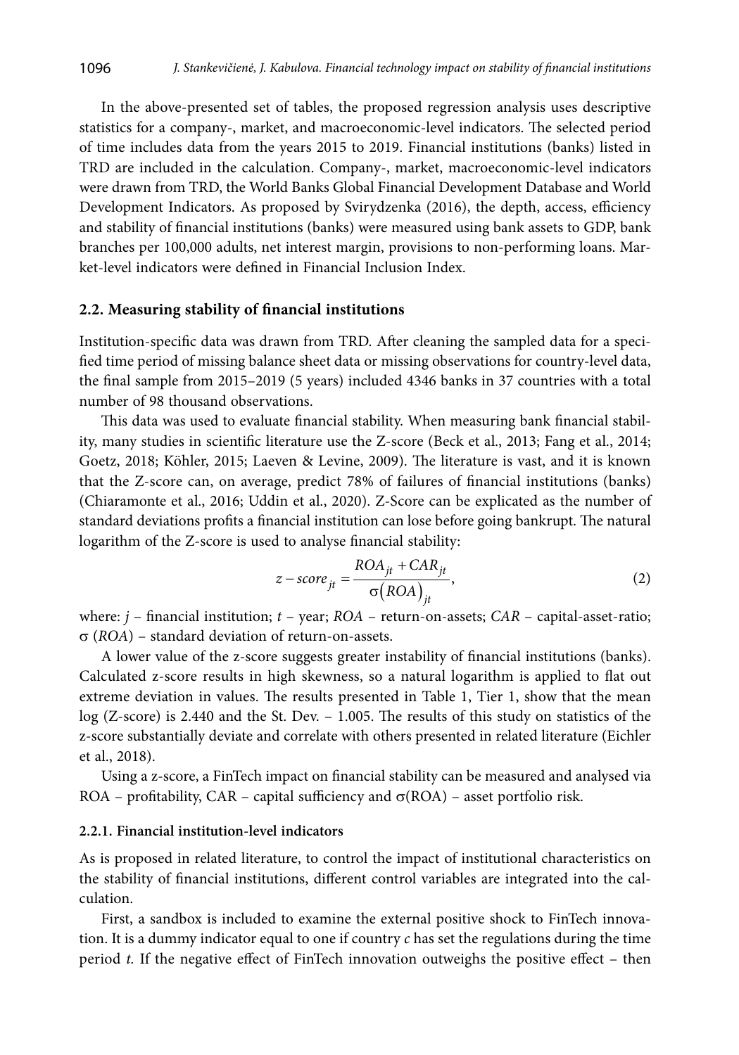In the above-presented set of tables, the proposed regression analysis uses descriptive statistics for a company-, market, and macroeconomic-level indicators. The selected period of time includes data from the years 2015 to 2019. Financial institutions (banks) listed in TRD are included in the calculation. Company-, market, macroeconomic-level indicators were drawn from TRD, the World Banks Global Financial Development Database and World Development Indicators. As proposed by Svirydzenka (2016), the depth, access, efficiency and stability of financial institutions (banks) were measured using bank assets to GDP, bank branches per 100,000 adults, net interest margin, provisions to non-performing loans. Market-level indicators were defined in Financial Inclusion Index.

### 2.2. Measuring stability of financial institutions

Institution-specific data was drawn from TRD. After cleaning the sampled data for a specified time period of missing balance sheet data or missing observations for country-level data, the final sample from 2015–2019 (5 years) included 4346 banks in 37 countries with a total number of 98 thousand observations.

This data was used to evaluate financial stability. When measuring bank financial stability, many studies in scientific literature use the Z-score (Beck et al., 2013; Fang et al., 2014; Goetz, 2018; Köhler, 2015; Laeven & Levine, 2009). The literature is vast, and it is known that the Z-score can, on average, predict 78% of failures of financial institutions (banks) (Chiaramonte et al., 2016; Uddin et al., 2020). Z-Score can be explicated as the number of standard deviations profits a financial institution can lose before going bankrupt. The natural logarithm of the Z-score is used to analyse financial stability:

$$z-score_{jt} = \frac{ROA_{jt} + CAR_{jt}}{\sigma\left(ROA\right)_{jt}}, \tag{2}$$

where: $j$ – financial institution; $t$ – year; $ROA$ – return-on-assets; $CAR$ – capital-asset-ratio; $\sigma$ ($ROA$) – standard deviation of return-on-assets.

A lower value of the z-score suggests greater instability of financial institutions (banks). Calculated z-score results in high skewness, so a natural logarithm is applied to flat out extreme deviation in values. The results presented in Table 1, Tier 1, show that the mean log (Z-score) is 2.440 and the St. Dev. – 1.005. The results of this study on statistics of the z-score substantially deviate and correlate with others presented in related literature (Eichler et al., 2018).

Using a z-score, a FinTech impact on financial stability can be measured and analysed via ROA – profitability, CAR – capital sufficiency and $\sigma$(ROA) – asset portfolio risk.

#### 2.2.1. Financial institution-level indicators

As is proposed in related literature, to control the impact of institutional characteristics on the stability of financial institutions, different control variables are integrated into the calculation.

First, a sandbox is included to examine the external positive shock to FinTech innovation. It is a dummy indicator equal to one if country $c$ has set the regulations during the time period $t$. If the negative effect of FinTech innovation outweighs the positive effect – then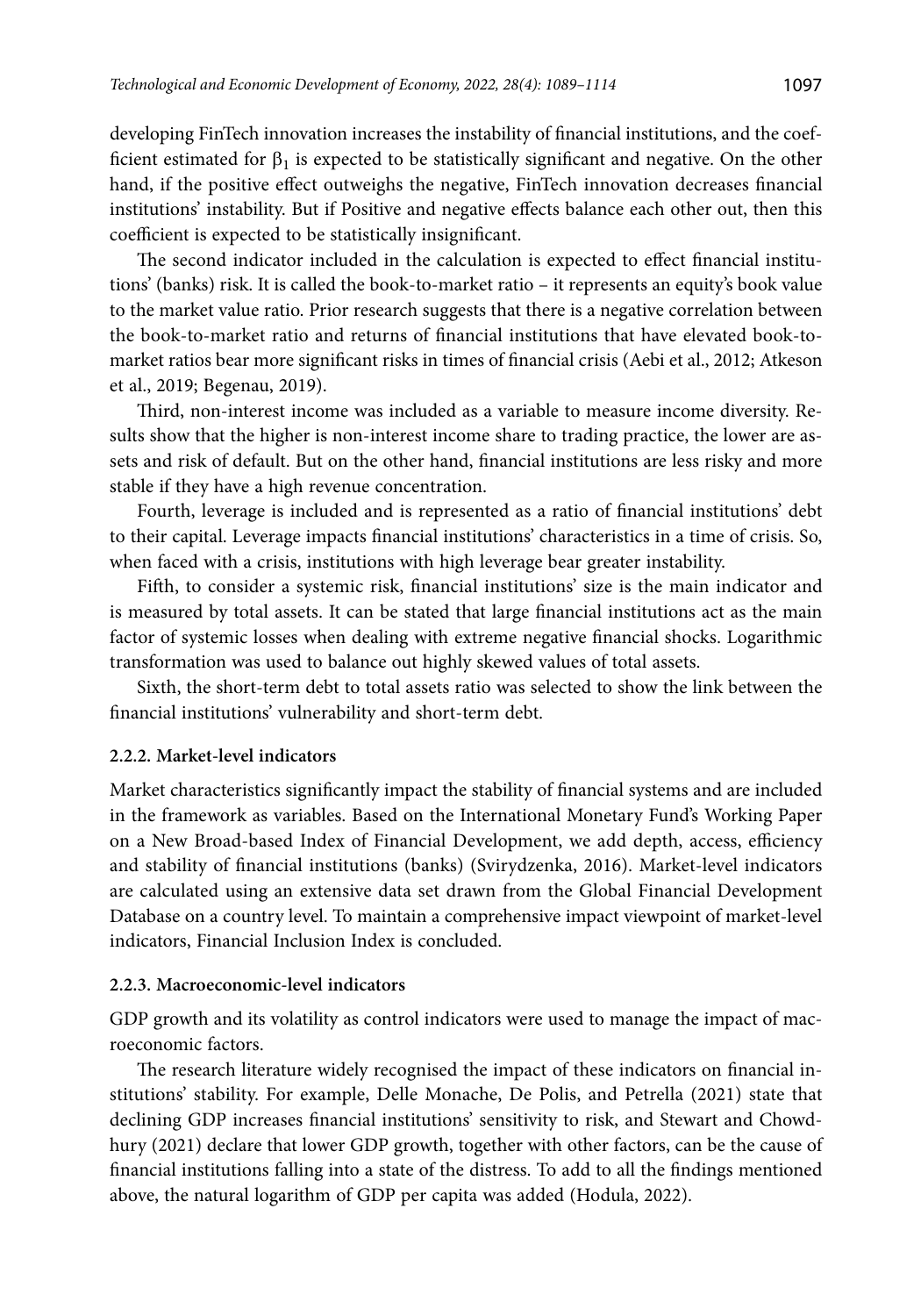developing FinTech innovation increases the instability of financial institutions, and the coefficient estimated for $\beta_1$ is expected to be statistically significant and negative. On the other hand, if the positive effect outweighs the negative, FinTech innovation decreases financial institutions' instability. But if Positive and negative effects balance each other out, then this coefficient is expected to be statistically insignificant.

The second indicator included in the calculation is expected to effect financial institutions' (banks) risk. It is called the book-to-market ratio – it represents an equity's book value to the market value ratio. Prior research suggests that there is a negative correlation between the book-to-market ratio and returns of financial institutions that have elevated book-to-market ratios bear more significant risks in times of financial crisis (Aebi et al., 2012; Atkeson et al., 2019; Begenau, 2019).

Third, non-interest income was included as a variable to measure income diversity. Results show that the higher is non-interest income share to trading practice, the lower are assets and risk of default. But on the other hand, financial institutions are less risky and more stable if they have a high revenue concentration.

Fourth, leverage is included and is represented as a ratio of financial institutions' debt to their capital. Leverage impacts financial institutions' characteristics in a time of crisis. So, when faced with a crisis, institutions with high leverage bear greater instability.

Fifth, to consider a systemic risk, financial institutions' size is the main indicator and is measured by total assets. It can be stated that large financial institutions act as the main factor of systemic losses when dealing with extreme negative financial shocks. Logarithmic transformation was used to balance out highly skewed values of total assets.

Sixth, the short-term debt to total assets ratio was selected to show the link between the financial institutions' vulnerability and short-term debt.

#### 2.2.2. Market-level indicators

Market characteristics significantly impact the stability of financial systems and are included in the framework as variables. Based on the International Monetary Fund's Working Paper on a New Broad-based Index of Financial Development, we add depth, access, efficiency and stability of financial institutions (banks) (Svirydzenka, 2016). Market-level indicators are calculated using an extensive data set drawn from the Global Financial Development Database on a country level. To maintain a comprehensive impact viewpoint of market-level indicators, Financial Inclusion Index is concluded.

#### 2.2.3. Macroeconomic-level indicators

GDP growth and its volatility as control indicators were used to manage the impact of macroeconomic factors.

The research literature widely recognised the impact of these indicators on financial institutions' stability. For example, Delle Monache, De Polis, and Petrella (2021) state that declining GDP increases financial institutions' sensitivity to risk, and Stewart and Chowdhury (2021) declare that lower GDP growth, together with other factors, can be the cause of financial institutions falling into a state of the distress. To add to all the findings mentioned above, the natural logarithm of GDP per capita was added (Hodula, 2022).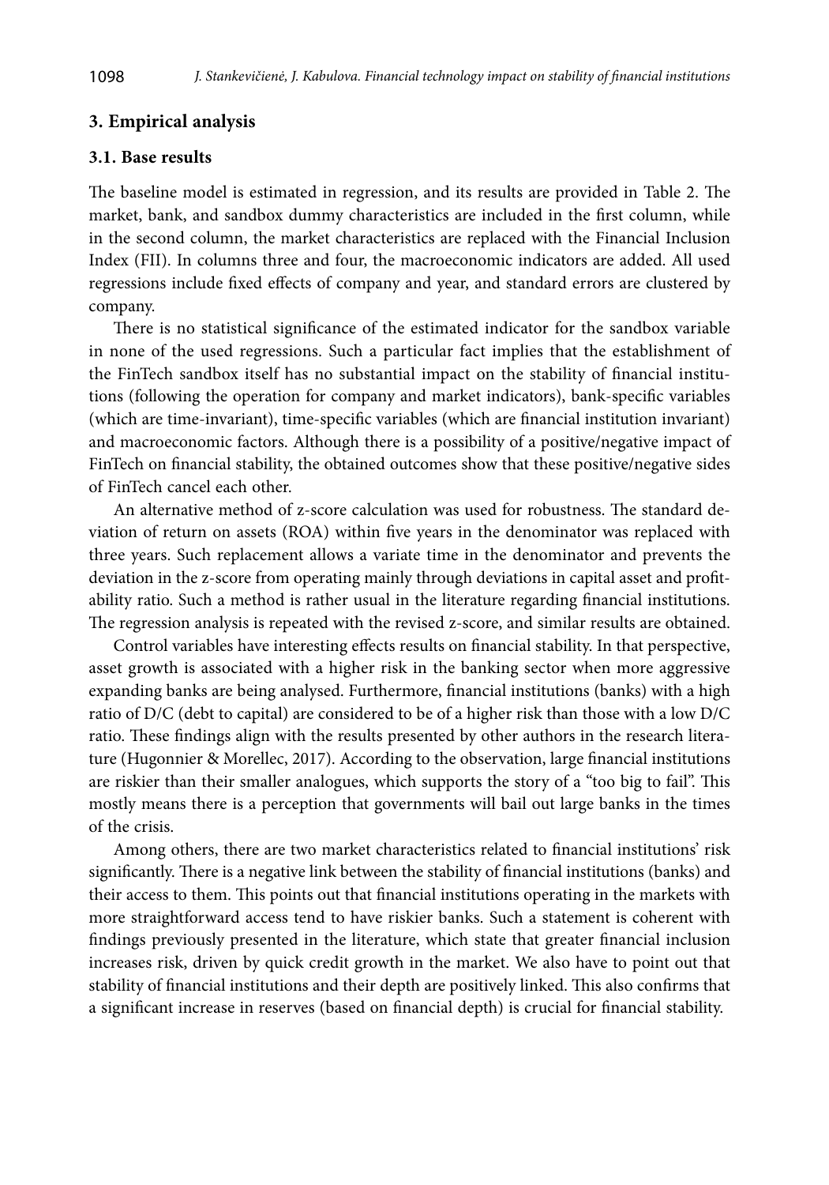## 3. Empirical analysis

### 3.1. Base results

The baseline model is estimated in regression, and its results are provided in Table 2. The market, bank, and sandbox dummy characteristics are included in the first column, while in the second column, the market characteristics are replaced with the Financial Inclusion Index (FII). In columns three and four, the macroeconomic indicators are added. All used regressions include fixed effects of company and year, and standard errors are clustered by company.

There is no statistical significance of the estimated indicator for the sandbox variable in none of the used regressions. Such a particular fact implies that the establishment of the FinTech sandbox itself has no substantial impact on the stability of financial institutions (following the operation for company and market indicators), bank-specific variables (which are time-invariant), time-specific variables (which are financial institution invariant) and macroeconomic factors. Although there is a possibility of a positive/negative impact of FinTech on financial stability, the obtained outcomes show that these positive/negative sides of FinTech cancel each other.

An alternative method of z-score calculation was used for robustness. The standard deviation of return on assets (ROA) within five years in the denominator was replaced with three years. Such replacement allows a variate time in the denominator and prevents the deviation in the z-score from operating mainly through deviations in capital asset and profitability ratio. Such a method is rather usual in the literature regarding financial institutions. The regression analysis is repeated with the revised z-score, and similar results are obtained.

Control variables have interesting effects results on financial stability. In that perspective, asset growth is associated with a higher risk in the banking sector when more aggressive expanding banks are being analysed. Furthermore, financial institutions (banks) with a high ratio of D/C (debt to capital) are considered to be of a higher risk than those with a low D/C ratio. These findings align with the results presented by other authors in the research literature (Hugonnier & Morellec, 2017). According to the observation, large financial institutions are riskier than their smaller analogues, which supports the story of a "too big to fail". This mostly means there is a perception that governments will bail out large banks in the times of the crisis.

Among others, there are two market characteristics related to financial institutions' risk significantly. There is a negative link between the stability of financial institutions (banks) and their access to them. This points out that financial institutions operating in the markets with more straightforward access tend to have riskier banks. Such a statement is coherent with findings previously presented in the literature, which state that greater financial inclusion increases risk, driven by quick credit growth in the market. We also have to point out that stability of financial institutions and their depth are positively linked. This also confirms that a significant increase in reserves (based on financial depth) is crucial for financial stability.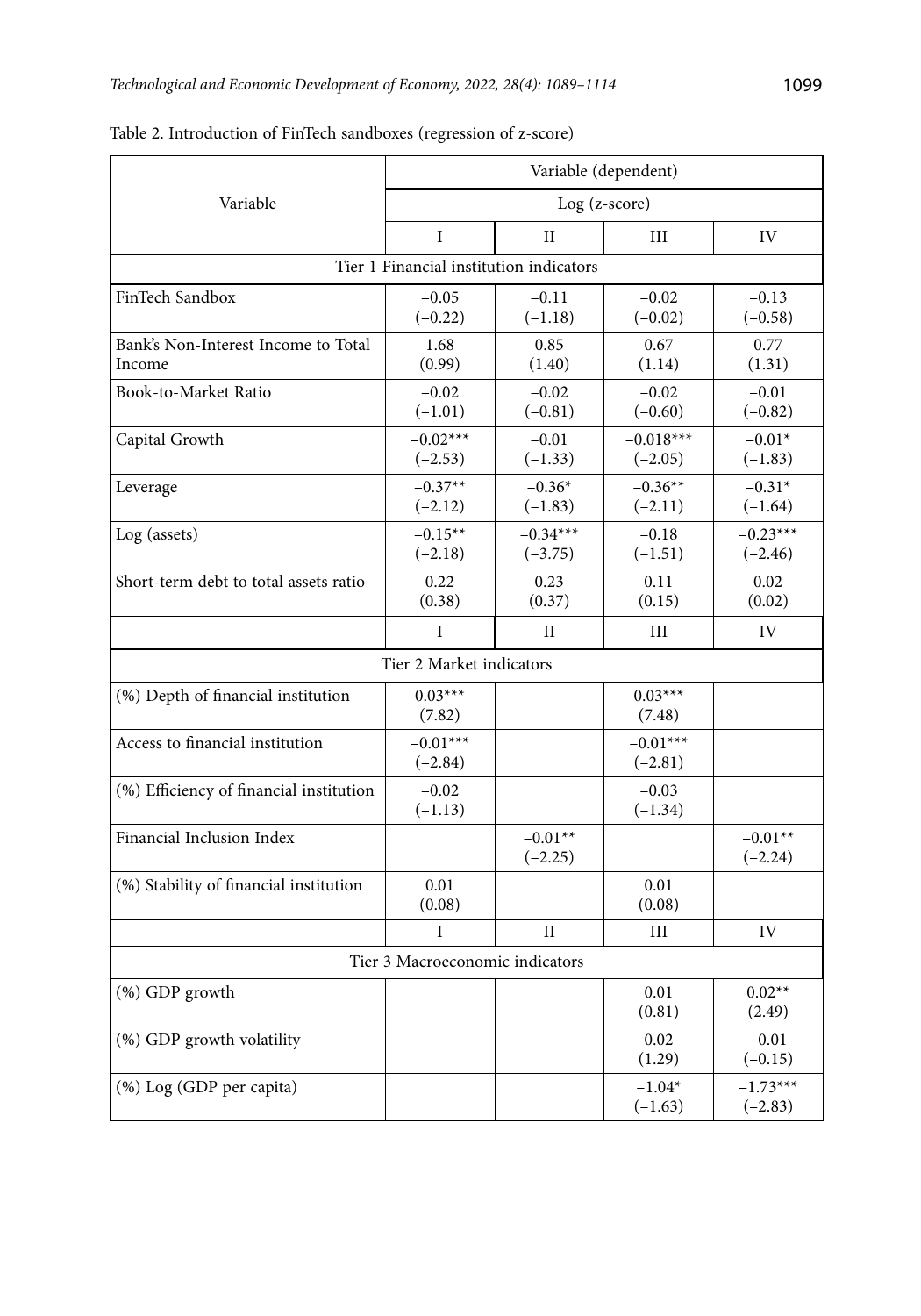Table 2. Introduction of FinTech sandboxes (regression of z-score)

| Variable | Variable (dependent) | | | |
|---|---|---|---|---|
| | Log (z-score) | | | |
| | I | II | III | IV |
| **Tier 1 Financial institution indicators** | | | | |
| FinTech Sandbox | −0.05 (−0.22) | −0.11 (−1.18) | −0.02 (−0.02) | −0.13 (−0.58) |
| Bank's Non-Interest Income to Total Income | 1.68 (0.99) | 0.85 (1.40) | 0.67 (1.14) | 0.77 (1.31) |
| Book-to-Market Ratio | −0.02 (−1.01) | −0.02 (−0.81) | −0.02 (−0.60) | −0.01 (−0.82) |
| Capital Growth | −0.02*** (−2.53) | −0.01 (−1.33) | −0.018*** (−2.05) | −0.01* (−1.83) |
| Leverage | −0.37** (−2.12) | −0.36* (−1.83) | −0.36** (−2.11) | −0.31* (−1.64) |
| Log (assets) | −0.15** (−2.18) | −0.34*** (−3.75) | −0.18 (−1.51) | −0.23*** (−2.46) |
| Short-term debt to total assets ratio | 0.22 (0.38) | 0.23 (0.37) | 0.11 (0.15) | 0.02 (0.02) |
| | I | II | III | IV |
| **Tier 2 Market indicators** | | | | |
| (%) Depth of financial institution | 0.03*** (7.82) | | 0.03*** (7.48) | |
| Access to financial institution | −0.01*** (−2.84) | | −0.01*** (−2.81) | |
| (%) Efficiency of financial institution | −0.02 (−1.13) | | −0.03 (−1.34) | |
| Financial Inclusion Index | | −0.01** (−2.25) | | −0.01** (−2.24) |
| (%) Stability of financial institution | 0.01 (0.08) | | 0.01 (0.08) | |
| | I | II | III | IV |
| **Tier 3 Macroeconomic indicators** | | | | |
| (%) GDP growth | | | 0.01 (0.81) | 0.02** (2.49) |
| (%) GDP growth volatility | | | 0.02 (1.29) | −0.01 (−0.15) |
| (%) Log (GDP per capita) | | | −1.04* (−1.63) | −1.73*** (−2.83) |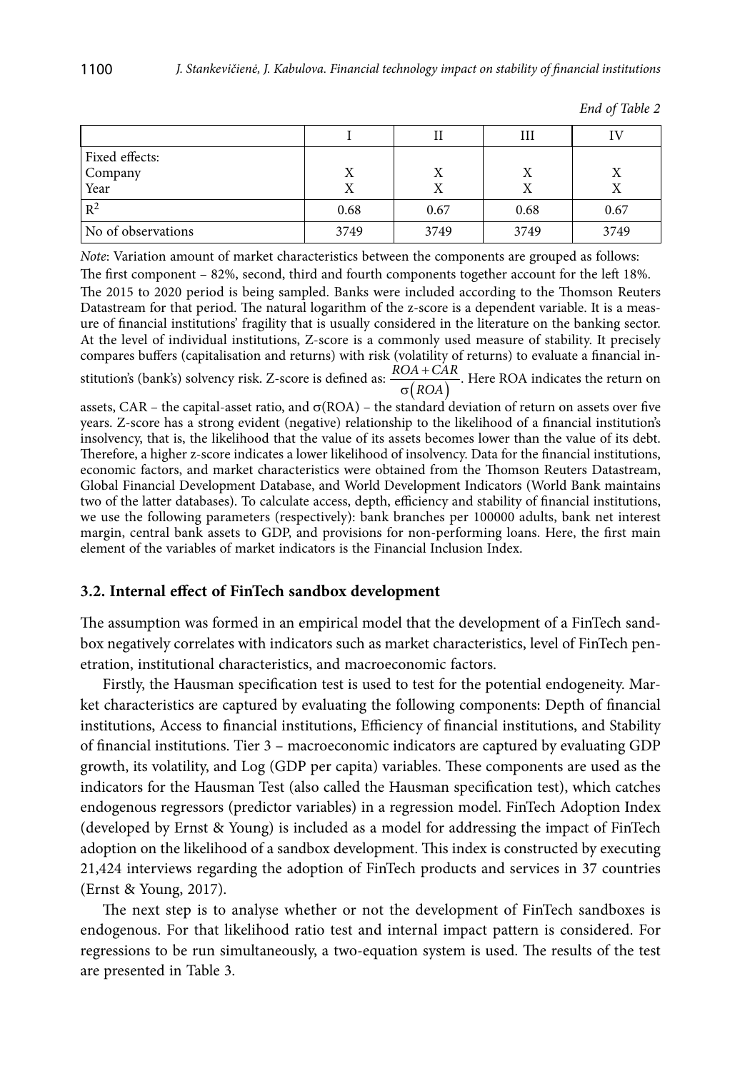*End of Table 2*

| | I | II | III | IV |
|---|---|---|---|---|
| Fixed effects:<br>Company<br>Year | <br>X<br>X | <br>X<br>X | <br>X<br>X | <br>X<br>X |
| $R^2$ | 0.68 | 0.67 | 0.68 | 0.67 |
| No of observations | 3749 | 3749 | 3749 | 3749 |

*Note*: Variation amount of market characteristics between the components are grouped as follows: The first component – 82%, second, third and fourth components together account for the left 18%. The 2015 to 2020 period is being sampled. Banks were included according to the Thomson Reuters Datastream for that period. The natural logarithm of the z-score is a dependent variable. It is a measure of financial institutions' fragility that is usually considered in the literature on the banking sector. At the level of individual institutions, Z-score is a commonly used measure of stability. It precisely compares buffers (capitalisation and returns) with risk (volatility of returns) to evaluate a financial institution's (bank's) solvency risk. Z-score is defined as: $\frac{ROA+CAR}{\sigma(ROA)}$. Here ROA indicates the return on assets, CAR – the capital-asset ratio, and $\sigma$(ROA) – the standard deviation of return on assets over five years. Z-score has a strong evident (negative) relationship to the likelihood of a financial institution's insolvency, that is, the likelihood that the value of its assets becomes lower than the value of its debt. Therefore, a higher z-score indicates a lower likelihood of insolvency. Data for the financial institutions, economic factors, and market characteristics were obtained from the Thomson Reuters Datastream, Global Financial Development Database, and World Development Indicators (World Bank maintains two of the latter databases). To calculate access, depth, efficiency and stability of financial institutions, we use the following parameters (respectively): bank branches per 100000 adults, bank net interest margin, central bank assets to GDP, and provisions for non-performing loans. Here, the first main element of the variables of market indicators is the Financial Inclusion Index.

### 3.2. Internal effect of FinTech sandbox development

The assumption was formed in an empirical model that the development of a FinTech sandbox negatively correlates with indicators such as market characteristics, level of FinTech penetration, institutional characteristics, and macroeconomic factors.

Firstly, the Hausman specification test is used to test for the potential endogeneity. Market characteristics are captured by evaluating the following components: Depth of financial institutions, Access to financial institutions, Efficiency of financial institutions, and Stability of financial institutions. Tier 3 – macroeconomic indicators are captured by evaluating GDP growth, its volatility, and Log (GDP per capita) variables. These components are used as the indicators for the Hausman Test (also called the Hausman specification test), which catches endogenous regressors (predictor variables) in a regression model. FinTech Adoption Index (developed by Ernst & Young) is included as a model for addressing the impact of FinTech adoption on the likelihood of a sandbox development. This index is constructed by executing 21,424 interviews regarding the adoption of FinTech products and services in 37 countries (Ernst & Young, 2017).

The next step is to analyse whether or not the development of FinTech sandboxes is endogenous. For that likelihood ratio test and internal impact pattern is considered. For regressions to be run simultaneously, a two-equation system is used. The results of the test are presented in Table 3.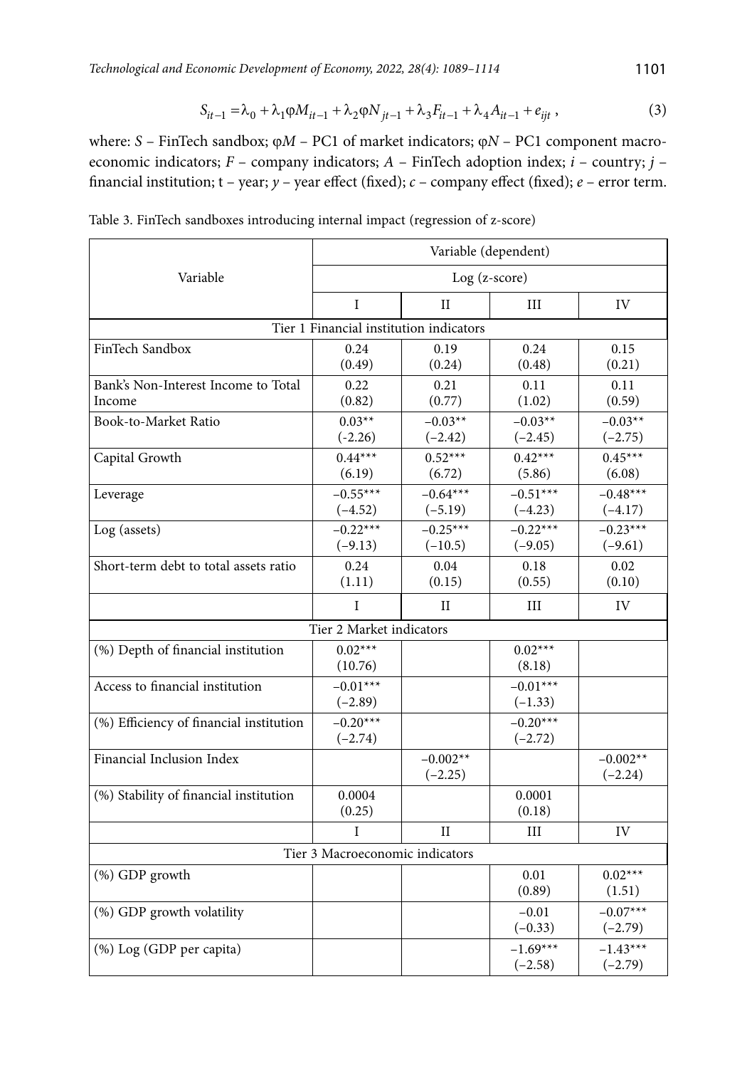$$S_{it-1} = \lambda_0 + \lambda_1 \varphi M_{it-1} + \lambda_2 \varphi N_{jt-1} + \lambda_3 F_{it-1} + \lambda_4 A_{it-1} + e_{ijt}, \quad (3)$$

where: $S$ – FinTech sandbox; $\varphi M$ – PC1 of market indicators; $\varphi N$ – PC1 component macroeconomic indicators; $F$ – company indicators; $A$ – FinTech adoption index; $i$ – country; $j$ – financial institution; t – year; $y$ – year effect (fixed); $c$ – company effect (fixed); $e$ – error term.

Table 3. FinTech sandboxes introducing internal impact (regression of z-score)

| Variable | Variable (dependent) | | | |
|---|---|---|---|---|
| | Log (z-score) | | | |
| | I | II | III | IV |
| **Tier 1 Financial institution indicators** | | | | |
| FinTech Sandbox | 0.24 (0.49) | 0.19 (0.24) | 0.24 (0.48) | 0.15 (0.21) |
| Bank's Non-Interest Income to Total Income | 0.22 (0.82) | 0.21 (0.77) | 0.11 (1.02) | 0.11 (0.59) |
| Book-to-Market Ratio | 0.03** (-2.26) | −0.03** (−2.42) | −0.03** (−2.45) | −0.03** (−2.75) |
| Capital Growth | 0.44*** (6.19) | 0.52*** (6.72) | 0.42*** (5.86) | 0.45*** (6.08) |
| Leverage | −0.55*** (−4.52) | −0.64*** (−5.19) | −0.51*** (−4.23) | −0.48*** (−4.17) |
| Log (assets) | −0.22*** (−9.13) | −0.25*** (−10.5) | −0.22*** (−9.05) | −0.23*** (−9.61) |
| Short-term debt to total assets ratio | 0.24 (1.11) | 0.04 (0.15) | 0.18 (0.55) | 0.02 (0.10) |
| | I | II | III | IV |
| **Tier 2 Market indicators** | | | | |
| (%) Depth of financial institution | 0.02*** (10.76) | | 0.02*** (8.18) | |
| Access to financial institution | −0.01*** (−2.89) | | −0.01*** (−1.33) | |
| (%) Efficiency of financial institution | −0.20*** (−2.74) | | −0.20*** (−2.72) | |
| Financial Inclusion Index | | −0.002** (−2.25) | | −0.002** (−2.24) |
| (%) Stability of financial institution | 0.0004 (0.25) | | 0.0001 (0.18) | |
| | I | II | III | IV |
| **Tier 3 Macroeconomic indicators** | | | | |
| (%) GDP growth | | | 0.01 (0.89) | 0.02*** (1.51) |
| (%) GDP growth volatility | | | −0.01 (−0.33) | −0.07*** (−2.79) |
| (%) Log (GDP per capita) | | | −1.69*** (−2.58) | −1.43*** (−2.79) |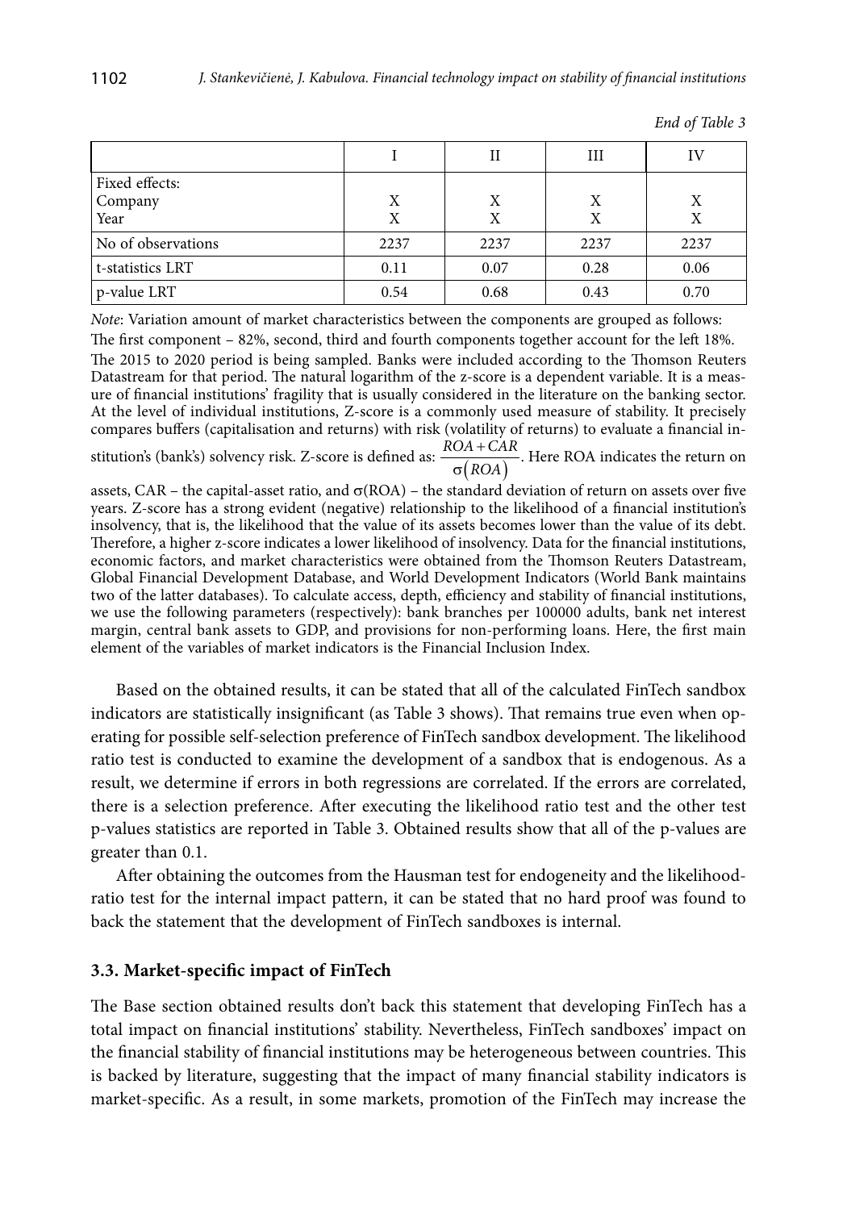*End of Table 3*

| | I | II | III | IV |
|---|---|---|---|---|
| Fixed effects:<br>Company<br>Year | <br>X<br>X | <br>X<br>X | <br>X<br>X | <br>X<br>X |
| No of observations | 2237 | 2237 | 2237 | 2237 |
| t-statistics LRT | 0.11 | 0.07 | 0.28 | 0.06 |
| p-value LRT | 0.54 | 0.68 | 0.43 | 0.70 |

*Note*: Variation amount of market characteristics between the components are grouped as follows: The first component – 82%, second, third and fourth components together account for the left 18%. The 2015 to 2020 period is being sampled. Banks were included according to the Thomson Reuters Datastream for that period. The natural logarithm of the z-score is a dependent variable. It is a measure of financial institutions' fragility that is usually considered in the literature on the banking sector. At the level of individual institutions, Z-score is a commonly used measure of stability. It precisely compares buffers (capitalisation and returns) with risk (volatility of returns) to evaluate a financial institution's (bank's) solvency risk. Z-score is defined as: $\frac{ROA + CAR}{\sigma(ROA)}$. Here ROA indicates the return on assets, CAR – the capital-asset ratio, and $\sigma$(ROA) – the standard deviation of return on assets over five years. Z-score has a strong evident (negative) relationship to the likelihood of a financial institution's insolvency, that is, the likelihood that the value of its assets becomes lower than the value of its debt. Therefore, a higher z-score indicates a lower likelihood of insolvency. Data for the financial institutions, economic factors, and market characteristics were obtained from the Thomson Reuters Datastream, Global Financial Development Database, and World Development Indicators (World Bank maintains two of the latter databases). To calculate access, depth, efficiency and stability of financial institutions, we use the following parameters (respectively): bank branches per 100000 adults, bank net interest margin, central bank assets to GDP, and provisions for non-performing loans. Here, the first main element of the variables of market indicators is the Financial Inclusion Index.

Based on the obtained results, it can be stated that all of the calculated FinTech sandbox indicators are statistically insignificant (as Table 3 shows). That remains true even when operating for possible self-selection preference of FinTech sandbox development. The likelihood ratio test is conducted to examine the development of a sandbox that is endogenous. As a result, we determine if errors in both regressions are correlated. If the errors are correlated, there is a selection preference. After executing the likelihood ratio test and the other test p-values statistics are reported in Table 3. Obtained results show that all of the p-values are greater than 0.1.

After obtaining the outcomes from the Hausman test for endogeneity and the likelihood-ratio test for the internal impact pattern, it can be stated that no hard proof was found to back the statement that the development of FinTech sandboxes is internal.

### 3.3. Market-specific impact of FinTech

The Base section obtained results don't back this statement that developing FinTech has a total impact on financial institutions' stability. Nevertheless, FinTech sandboxes' impact on the financial stability of financial institutions may be heterogeneous between countries. This is backed by literature, suggesting that the impact of many financial stability indicators is market-specific. As a result, in some markets, promotion of the FinTech may increase the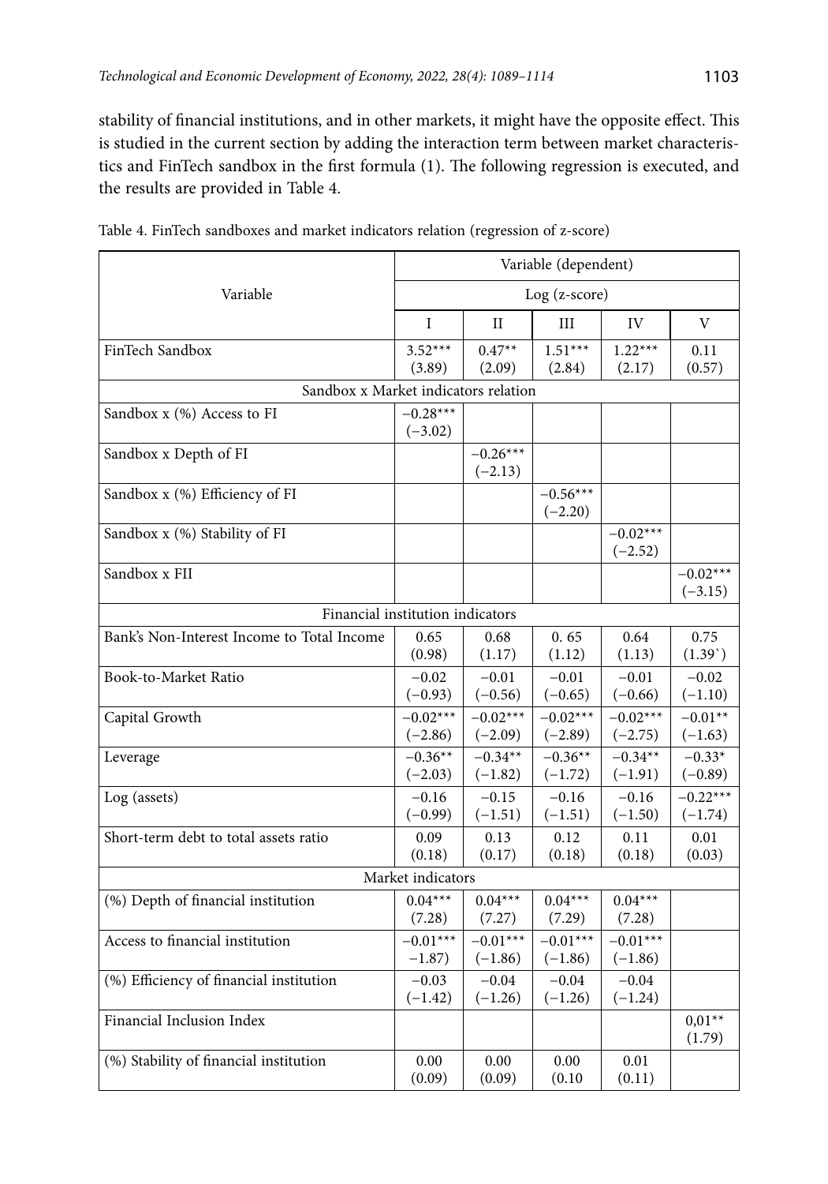stability of financial institutions, and in other markets, it might have the opposite effect. This is studied in the current section by adding the interaction term between market characteristics and FinTech sandbox in the first formula (1). The following regression is executed, and the results are provided in Table 4.

Table 4. FinTech sandboxes and market indicators relation (regression of z-score)

| Variable | Variable (dependent) | | | | |
|---|---|---|---|---|---|
| | Log (z-score) | | | | |
| | I | II | III | IV | V |
| FinTech Sandbox | 3.52*** (3.89) | 0.47** (2.09) | 1.51*** (2.84) | 1.22*** (2.17) | 0.11 (0.57) |
| Sandbox x Market indicators relation | | | | | |
| Sandbox x (%) Access to FI | −0.28*** (−3.02) | | | | |
| Sandbox x Depth of FI | | −0.26*** (−2.13) | | | |
| Sandbox x (%) Efficiency of FI | | | −0.56*** (−2.20) | | |
| Sandbox x (%) Stability of FI | | | | −0.02*** (−2.52) | |
| Sandbox x FII | | | | | −0.02*** (−3.15) |
| Financial institution indicators | | | | | |
| Bank's Non-Interest Income to Total Income | 0.65 (0.98) | 0.68 (1.17) | 0. 65 (1.12) | 0.64 (1.13) | 0.75 (1.39`) |
| Book-to-Market Ratio | −0.02 (−0.93) | −0.01 (−0.56) | −0.01 (−0.65) | −0.01 (−0.66) | −0.02 (−1.10) |
| Capital Growth | −0.02*** (−2.86) | −0.02*** (−2.09) | −0.02*** (−2.89) | −0.02*** (−2.75) | −0.01** (−1.63) |
| Leverage | −0.36** (−2.03) | −0.34** (−1.82) | −0.36** (−1.72) | −0.34** (−1.91) | −0.33* (−0.89) |
| Log (assets) | −0.16 (−0.99) | −0.15 (−1.51) | −0.16 (−1.51) | −0.16 (−1.50) | −0.22*** (−1.74) |
| Short-term debt to total assets ratio | 0.09 (0.18) | 0.13 (0.17) | 0.12 (0.18) | 0.11 (0.18) | 0.01 (0.03) |
| Market indicators | | | | | |
| (%) Depth of financial institution | 0.04*** (7.28) | 0.04*** (7.27) | 0.04*** (7.29) | 0.04*** (7.28) | |
| Access to financial institution | −0.01*** −1.87) | −0.01*** (−1.86) | −0.01*** (−1.86) | −0.01*** (−1.86) | |
| (%) Efficiency of financial institution | −0.03 (−1.42) | −0.04 (−1.26) | −0.04 (−1.26) | −0.04 (−1.24) | |
| Financial Inclusion Index | | | | | 0,01** (1.79) |
| (%) Stability of financial institution | 0.00 (0.09) | 0.00 (0.09) | 0.00 (0.10 | 0.01 (0.11) | |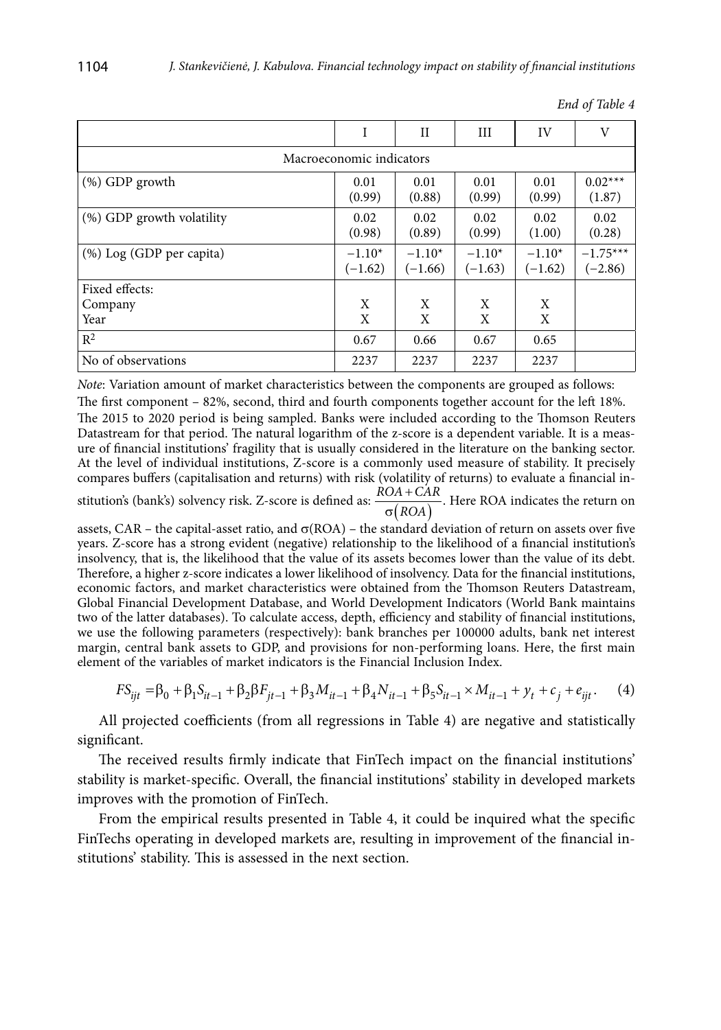*End of Table 4*

| | I | II | III | IV | V |
|---|---|---|---|---|---|
| Macroeconomic indicators | | | | | |
| (%) GDP growth | 0.01 (0.99) | 0.01 (0.88) | 0.01 (0.99) | 0.01 (0.99) | 0.02*** (1.87) |
| (%) GDP growth volatility | 0.02 (0.98) | 0.02 (0.89) | 0.02 (0.99) | 0.02 (1.00) | 0.02 (0.28) |
| (%) Log (GDP per capita) | −1.10* (−1.62) | −1.10* (−1.66) | −1.10* (−1.63) | −1.10* (−1.62) | −1.75*** (−2.86) |
| Fixed effects: Company Year | X X | X X | X X | X X | |
| $R^2$ | 0.67 | 0.66 | 0.67 | 0.65 | |
| No of observations | 2237 | 2237 | 2237 | 2237 | |

*Note*: Variation amount of market characteristics between the components are grouped as follows: The first component – 82%, second, third and fourth components together account for the left 18%. The 2015 to 2020 period is being sampled. Banks were included according to the Thomson Reuters Datastream for that period. The natural logarithm of the z-score is a dependent variable. It is a measure of financial institutions' fragility that is usually considered in the literature on the banking sector. At the level of individual institutions, Z-score is a commonly used measure of stability. It precisely compares buffers (capitalisation and returns) with risk (volatility of returns) to evaluate a financial institution's (bank's) solvency risk. Z-score is defined as: $\frac{ROA + CAR}{\sigma(ROA)}$. Here ROA indicates the return on assets, CAR – the capital-asset ratio, and $\sigma$(ROA) – the standard deviation of return on assets over five years. Z-score has a strong evident (negative) relationship to the likelihood of a financial institution's insolvency, that is, the likelihood that the value of its assets becomes lower than the value of its debt. Therefore, a higher z-score indicates a lower likelihood of insolvency. Data for the financial institutions, economic factors, and market characteristics were obtained from the Thomson Reuters Datastream, Global Financial Development Database, and World Development Indicators (World Bank maintains two of the latter databases). To calculate access, depth, efficiency and stability of financial institutions, we use the following parameters (respectively): bank branches per 100000 adults, bank net interest margin, central bank assets to GDP, and provisions for non-performing loans. Here, the first main element of the variables of market indicators is the Financial Inclusion Index.

$$FS_{ijt} = \beta_0 + \beta_1 S_{it-1} + \beta_2 \beta F_{jt-1} + \beta_3 M_{it-1} + \beta_4 N_{it-1} + \beta_5 S_{it-1} \times M_{it-1} + y_t + c_j + e_{ijt}. \quad (4)$$

All projected coefficients (from all regressions in Table 4) are negative and statistically significant.

The received results firmly indicate that FinTech impact on the financial institutions' stability is market-specific. Overall, the financial institutions' stability in developed markets improves with the promotion of FinTech.

From the empirical results presented in Table 4, it could be inquired what the specific FinTechs operating in developed markets are, resulting in improvement of the financial institutions' stability. This is assessed in the next section.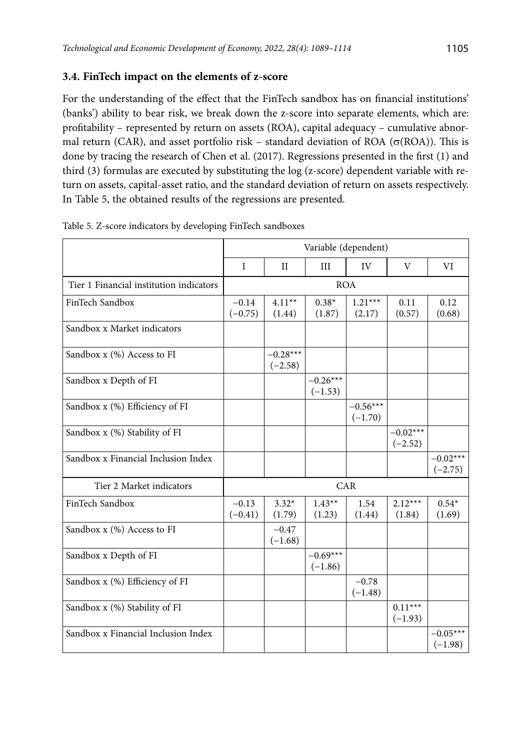### 3.4. FinTech impact on the elements of z-score

For the understanding of the effect that the FinTech sandbox has on financial institutions' (banks') ability to bear risk, we break down the z-score into separate elements, which are: profitability – represented by return on assets (ROA), capital adequacy – cumulative abnormal return (CAR), and asset portfolio risk – standard deviation of ROA (σ(ROA)). This is done by tracing the research of Chen et al. (2017). Regressions presented in the first (1) and third (3) formulas are executed by substituting the log (z-score) dependent variable with return on assets, capital-asset ratio, and the standard deviation of return on assets respectively. In Table 5, the obtained results of the regressions are presented.

Table 5. Z-score indicators by developing FinTech sandboxes

| | Variable (dependent) | | | | | |
|---|---|---|---|---|---|---|
| | I | II | III | IV | V | VI |
| Tier 1 Financial institution indicators | ROA | | | | | |
| FinTech Sandbox | −0.14 (−0.75) | 4.11** (1.44) | 0.38* (1.87) | 1.21*** (2.17) | 0.11 (0.57) | 0.12 (0.68) |
| Sandbox x Market indicators | | | | | | |
| Sandbox x (%) Access to FI | | −0.28*** (−2.58) | | | | |
| Sandbox x Depth of FI | | | −0.26*** (−1.53) | | | |
| Sandbox x (%) Efficiency of FI | | | | −0.56*** (−1.70) | | |
| Sandbox x (%) Stability of FI | | | | | −0.02*** (−2.52) | |
| Sandbox x Financial Inclusion Index | | | | | | −0.02*** (−2.75) |
| Tier 2 Market indicators | CAR | | | | | |
| FinTech Sandbox | −0.13 (−0.41) | 3.32* (1.79) | 1.43** (1.23) | 1.54 (1.44) | 2.12*** (1.84) | 0.54* (1.69) |
| Sandbox x (%) Access to FI | | −0.47 (−1.68) | | | | |
| Sandbox x Depth of FI | | | −0.69*** (−1.86) | | | |
| Sandbox x (%) Efficiency of FI | | | | −0.78 (−1.48) | | |
| Sandbox x (%) Stability of FI | | | | | 0.11*** (−1.93) | |
| Sandbox x Financial Inclusion Index | | | | | | −0.05*** (−1.98) |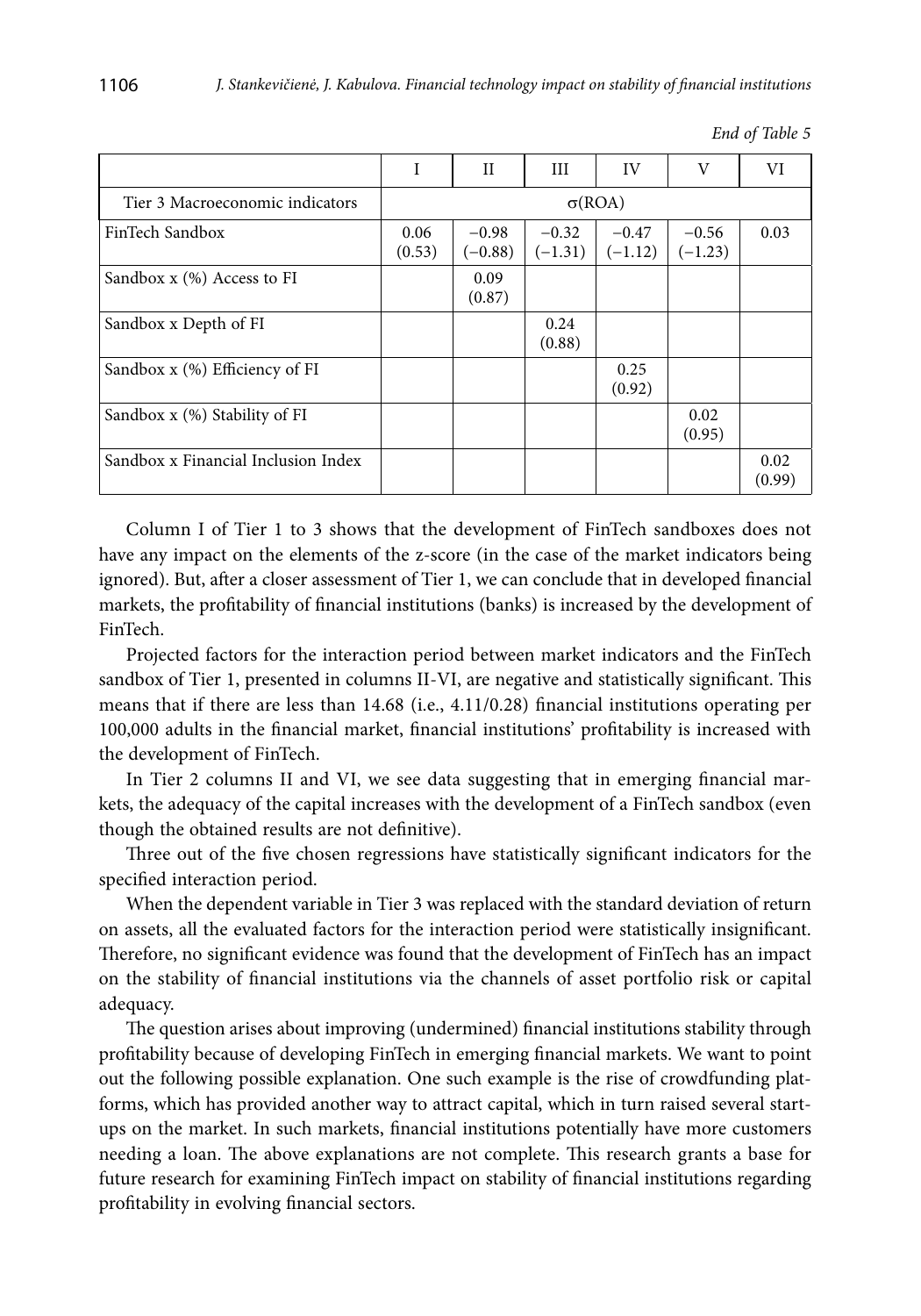*End of Table 5*

| | I | II | III | IV | V | VI |
|---|---|---|---|---|---|---|
| Tier 3 Macroeconomic indicators | $\sigma$(ROA) | | | | | |
| FinTech Sandbox | 0.06 (0.53) | −0.98 (−0.88) | −0.32 (−1.31) | −0.47 (−1.12) | −0.56 (−1.23) | 0.03 |
| Sandbox x (%) Access to FI | | 0.09 (0.87) | | | | |
| Sandbox x Depth of FI | | | 0.24 (0.88) | | | |
| Sandbox x (%) Efficiency of FI | | | | 0.25 (0.92) | | |
| Sandbox x (%) Stability of FI | | | | | 0.02 (0.95) | |
| Sandbox x Financial Inclusion Index | | | | | | 0.02 (0.99) |

Column I of Tier 1 to 3 shows that the development of FinTech sandboxes does not have any impact on the elements of the z-score (in the case of the market indicators being ignored). But, after a closer assessment of Tier 1, we can conclude that in developed financial markets, the profitability of financial institutions (banks) is increased by the development of FinTech.

Projected factors for the interaction period between market indicators and the FinTech sandbox of Tier 1, presented in columns II-VI, are negative and statistically significant. This means that if there are less than 14.68 (i.e., 4.11/0.28) financial institutions operating per 100,000 adults in the financial market, financial institutions' profitability is increased with the development of FinTech.

In Tier 2 columns II and VI, we see data suggesting that in emerging financial markets, the adequacy of the capital increases with the development of a FinTech sandbox (even though the obtained results are not definitive).

Three out of the five chosen regressions have statistically significant indicators for the specified interaction period.

When the dependent variable in Tier 3 was replaced with the standard deviation of return on assets, all the evaluated factors for the interaction period were statistically insignificant. Therefore, no significant evidence was found that the development of FinTech has an impact on the stability of financial institutions via the channels of asset portfolio risk or capital adequacy.

The question arises about improving (undermined) financial institutions stability through profitability because of developing FinTech in emerging financial markets. We want to point out the following possible explanation. One such example is the rise of crowdfunding platforms, which has provided another way to attract capital, which in turn raised several startups on the market. In such markets, financial institutions potentially have more customers needing a loan. The above explanations are not complete. This research grants a base for future research for examining FinTech impact on stability of financial institutions regarding profitability in evolving financial sectors.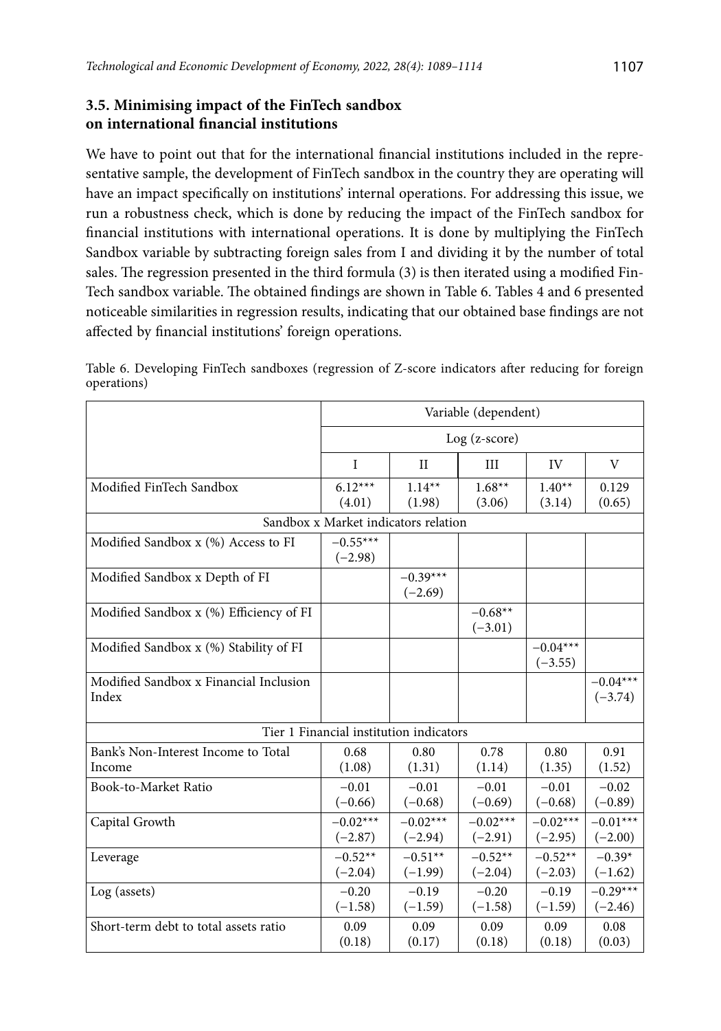### 3.5. Minimising impact of the FinTech sandbox on international financial institutions

We have to point out that for the international financial institutions included in the representative sample, the development of FinTech sandbox in the country they are operating will have an impact specifically on institutions' internal operations. For addressing this issue, we run a robustness check, which is done by reducing the impact of the FinTech sandbox for financial institutions with international operations. It is done by multiplying the FinTech Sandbox variable by subtracting foreign sales from I and dividing it by the number of total sales. The regression presented in the third formula (3) is then iterated using a modified FinTech sandbox variable. The obtained findings are shown in Table 6. Tables 4 and 6 presented noticeable similarities in regression results, indicating that our obtained base findings are not affected by financial institutions' foreign operations.

Table 6. Developing FinTech sandboxes (regression of Z-score indicators after reducing for foreign operations)

| | Variable (dependent) | | | | |
|---|---|---|---|---|---|
| | Log (z-score) | | | | |
| | I | II | III | IV | V |
| Modified FinTech Sandbox | 6.12*** (4.01) | 1.14** (1.98) | 1.68** (3.06) | 1.40** (3.14) | 0.129 (0.65) |
| Sandbox x Market indicators relation | | | | | |
| Modified Sandbox x (%) Access to FI | −0.55*** (−2.98) | | | | |
| Modified Sandbox x Depth of FI | | −0.39*** (−2.69) | | | |
| Modified Sandbox x (%) Efficiency of FI | | | −0.68** (−3.01) | | |
| Modified Sandbox x (%) Stability of FI | | | | −0.04*** (−3.55) | |
| Modified Sandbox x Financial Inclusion Index | | | | | −0.04*** (−3.74) |
| Tier 1 Financial institution indicators | | | | | |
| Bank's Non-Interest Income to Total Income | 0.68 (1.08) | 0.80 (1.31) | 0.78 (1.14) | 0.80 (1.35) | 0.91 (1.52) |
| Book-to-Market Ratio | −0.01 (−0.66) | −0.01 (−0.68) | −0.01 (−0.69) | −0.01 (−0.68) | −0.02 (−0.89) |
| Capital Growth | −0.02*** (−2.87) | −0.02*** (−2.94) | −0.02*** (−2.91) | −0.02*** (−2.95) | −0.01*** (−2.00) |
| Leverage | −0.52** (−2.04) | −0.51** (−1.99) | −0.52** (−2.04) | −0.52** (−2.03) | −0.39* (−1.62) |
| Log (assets) | −0.20 (−1.58) | −0.19 (−1.59) | −0.20 (−1.58) | −0.19 (−1.59) | −0.29*** (−2.46) |
| Short-term debt to total assets ratio | 0.09 (0.18) | 0.09 (0.17) | 0.09 (0.18) | 0.09 (0.18) | 0.08 (0.03) |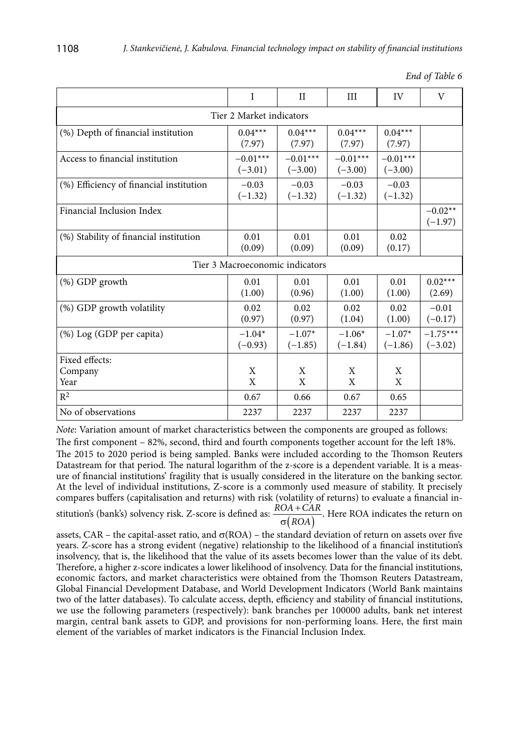*End of Table 6*

| | I | II | III | IV | V |
|---|---|---|---|---|---|
| Tier 2 Market indicators | | | | | |
| (%) Depth of financial institution | 0.04*** (7.97) | 0.04*** (7.97) | 0.04*** (7.97) | 0.04*** (7.97) | |
| Access to financial institution | −0.01*** (−3.01) | −0.01*** (−3.00) | −0.01*** (−3.00) | −0.01*** (−3.00) | |
| (%) Efficiency of financial institution | −0.03 (−1.32) | −0.03 (−1.32) | −0.03 (−1.32) | −0.03 (−1.32) | |
| Financial Inclusion Index | | | | | −0.02** (−1.97) |
| (%) Stability of financial institution | 0.01 (0.09) | 0.01 (0.09) | 0.01 (0.09) | 0.02 (0.17) | |
| Tier 3 Macroeconomic indicators | | | | | |
| (%) GDP growth | 0.01 (1.00) | 0.01 (0.96) | 0.01 (1.00) | 0.01 (1.00) | 0.02*** (2.69) |
| (%) GDP growth volatility | 0.02 (0.97) | 0.02 (0.97) | 0.02 (1.04) | 0.02 (1.00) | −0.01 (−0.17) |
| (%) Log (GDP per capita) | −1.04* (−0.93) | −1.07* (−1.85) | −1.06* (−1.84) | −1.07* (−1.86) | −1.75*** (−3.02) |
| Fixed effects: | | | | | |
| Company | X | X | X | X | |
| Year | X | X | X | X | |
| $R^2$ | 0.67 | 0.66 | 0.67 | 0.65 | |
| No of observations | 2237 | 2237 | 2237 | 2237 | |

*Note*: Variation amount of market characteristics between the components are grouped as follows: The first component – 82%, second, third and fourth components together account for the left 18%. The 2015 to 2020 period is being sampled. Banks were included according to the Thomson Reuters Datastream for that period. The natural logarithm of the z-score is a dependent variable. It is a measure of financial institutions' fragility that is usually considered in the literature on the banking sector. At the level of individual institutions, Z-score is a commonly used measure of stability. It precisely compares buffers (capitalisation and returns) with risk (volatility of returns) to evaluate a financial institution's (bank's) solvency risk. Z-score is defined as: $\frac{ROA + CAR}{\sigma(ROA)}$. Here ROA indicates the return on assets, CAR – the capital-asset ratio, and $\sigma$(ROA) – the standard deviation of return on assets over five years. Z-score has a strong evident (negative) relationship to the likelihood of a financial institution's insolvency, that is, the likelihood that the value of its assets becomes lower than the value of its debt. Therefore, a higher z-score indicates a lower likelihood of insolvency. Data for the financial institutions, economic factors, and market characteristics were obtained from the Thomson Reuters Datastream, Global Financial Development Database, and World Development Indicators (World Bank maintains two of the latter databases). To calculate access, depth, efficiency and stability of financial institutions, we use the following parameters (respectively): bank branches per 100000 adults, bank net interest margin, central bank assets to GDP, and provisions for non-performing loans. Here, the first main element of the variables of market indicators is the Financial Inclusion Index.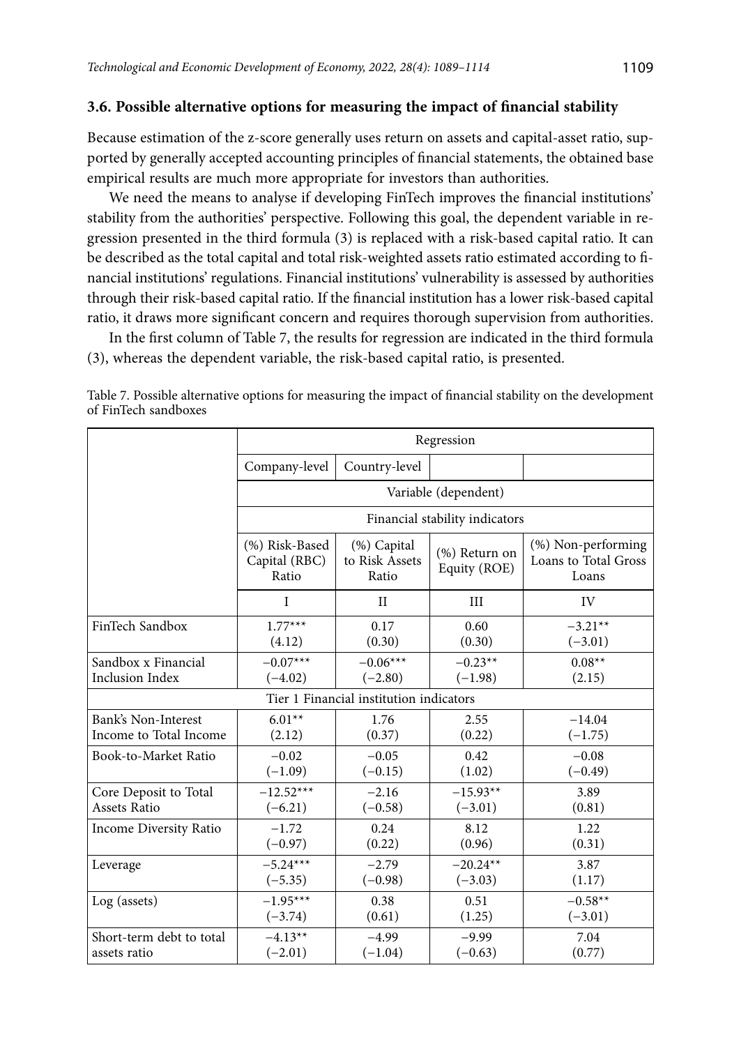### 3.6. Possible alternative options for measuring the impact of financial stability

Because estimation of the z-score generally uses return on assets and capital-asset ratio, supported by generally accepted accounting principles of financial statements, the obtained base empirical results are much more appropriate for investors than authorities.

We need the means to analyse if developing FinTech improves the financial institutions' stability from the authorities' perspective. Following this goal, the dependent variable in regression presented in the third formula (3) is replaced with a risk-based capital ratio. It can be described as the total capital and total risk-weighted assets ratio estimated according to financial institutions' regulations. Financial institutions' vulnerability is assessed by authorities through their risk-based capital ratio. If the financial institution has a lower risk-based capital ratio, it draws more significant concern and requires thorough supervision from authorities.

In the first column of Table 7, the results for regression are indicated in the third formula (3), whereas the dependent variable, the risk-based capital ratio, is presented.

Table 7. Possible alternative options for measuring the impact of financial stability on the development of FinTech sandboxes

| | Regression | | | |
|---|---|---|---|---|
| | Company-level | Country-level | | |
| | Variable (dependent) | | | |
| | Financial stability indicators | | | |
| | (%) Risk-Based Capital (RBC) Ratio | (%) Capital to Risk Assets Ratio | (%) Return on Equity (ROE) | (%) Non-performing Loans to Total Gross Loans |
| | I | II | III | IV |
| FinTech Sandbox | 1.77*** (4.12) | 0.17 (0.30) | 0.60 (0.30) | −3.21** (−3.01) |
| Sandbox x Financial Inclusion Index | −0.07*** (−4.02) | −0.06*** (−2.80) | −0.23** (−1.98) | 0.08** (2.15) |
| Tier 1 Financial institution indicators | | | | |
| Bank's Non-Interest Income to Total Income | 6.01** (2.12) | 1.76 (0.37) | 2.55 (0.22) | −14.04 (−1.75) |
| Book-to-Market Ratio | −0.02 (−1.09) | −0.05 (−0.15) | 0.42 (1.02) | −0.08 (−0.49) |
| Core Deposit to Total Assets Ratio | −12.52*** (−6.21) | −2.16 (−0.58) | −15.93** (−3.01) | 3.89 (0.81) |
| Income Diversity Ratio | −1.72 (−0.97) | 0.24 (0.22) | 8.12 (0.96) | 1.22 (0.31) |
| Leverage | −5.24*** (−5.35) | −2.79 (−0.98) | −20.24** (−3.03) | 3.87 (1.17) |
| Log (assets) | −1.95*** (−3.74) | 0.38 (0.61) | 0.51 (1.25) | −0.58** (−3.01) |
| Short-term debt to total assets ratio | −4.13** (−2.01) | −4.99 (−1.04) | −9.99 (−0.63) | 7.04 (0.77) |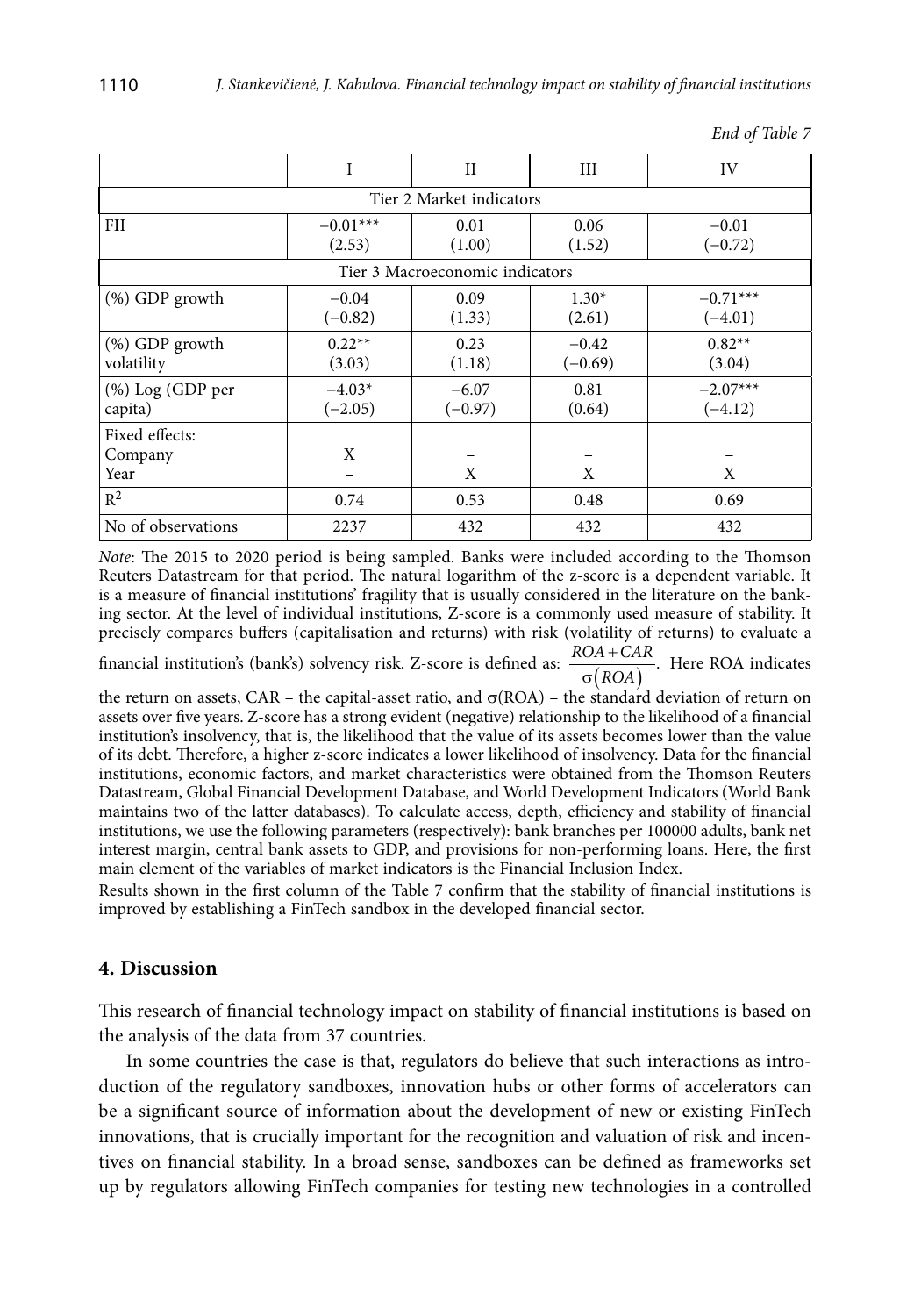*End of Table 7*

| | I | II | III | IV |
|---|---|---|---|---|
| Tier 2 Market indicators | | | | |
| FII | −0.01*** (2.53) | 0.01 (1.00) | 0.06 (1.52) | −0.01 (−0.72) |
| Tier 3 Macroeconomic indicators | | | | |
| (%) GDP growth | −0.04 (−0.82) | 0.09 (1.33) | 1.30* (2.61) | −0.71*** (−4.01) |
| (%) GDP growth volatility | 0.22** (3.03) | 0.23 (1.18) | −0.42 (−0.69) | 0.82** (3.04) |
| (%) Log (GDP per capita) | −4.03* (−2.05) | −6.07 (−0.97) | 0.81 (0.64) | −2.07*** (−4.12) |
| Fixed effects: Company Year | X – | – X | – X | – X |
| $R^2$ | 0.74 | 0.53 | 0.48 | 0.69 |
| No of observations | 2237 | 432 | 432 | 432 |

*Note*: The 2015 to 2020 period is being sampled. Banks were included according to the Thomson Reuters Datastream for that period. The natural logarithm of the z-score is a dependent variable. It is a measure of financial institutions' fragility that is usually considered in the literature on the banking sector. At the level of individual institutions, Z-score is a commonly used measure of stability. It precisely compares buffers (capitalisation and returns) with risk (volatility of returns) to evaluate a financial institution's (bank's) solvency risk. Z-score is defined as: $\frac{ROA + CAR}{\sigma(ROA)}$. Here ROA indicates the return on assets, CAR – the capital-asset ratio, and $\sigma(ROA)$ – the standard deviation of return on assets over five years. Z-score has a strong evident (negative) relationship to the likelihood of a financial institution's insolvency, that is, the likelihood that the value of its assets becomes lower than the value of its debt. Therefore, a higher z-score indicates a lower likelihood of insolvency. Data for the financial institutions, economic factors, and market characteristics were obtained from the Thomson Reuters Datastream, Global Financial Development Database, and World Development Indicators (World Bank maintains two of the latter databases). To calculate access, depth, efficiency and stability of financial institutions, we use the following parameters (respectively): bank branches per 100000 adults, bank net interest margin, central bank assets to GDP, and provisions for non-performing loans. Here, the first main element of the variables of market indicators is the Financial Inclusion Index.

Results shown in the first column of the Table 7 confirm that the stability of financial institutions is improved by establishing a FinTech sandbox in the developed financial sector.

## 4. Discussion

This research of financial technology impact on stability of financial institutions is based on the analysis of the data from 37 countries.

In some countries the case is that, regulators do believe that such interactions as introduction of the regulatory sandboxes, innovation hubs or other forms of accelerators can be a significant source of information about the development of new or existing FinTech innovations, that is crucially important for the recognition and valuation of risk and incentives on financial stability. In a broad sense, sandboxes can be defined as frameworks set up by regulators allowing FinTech companies for testing new technologies in a controlled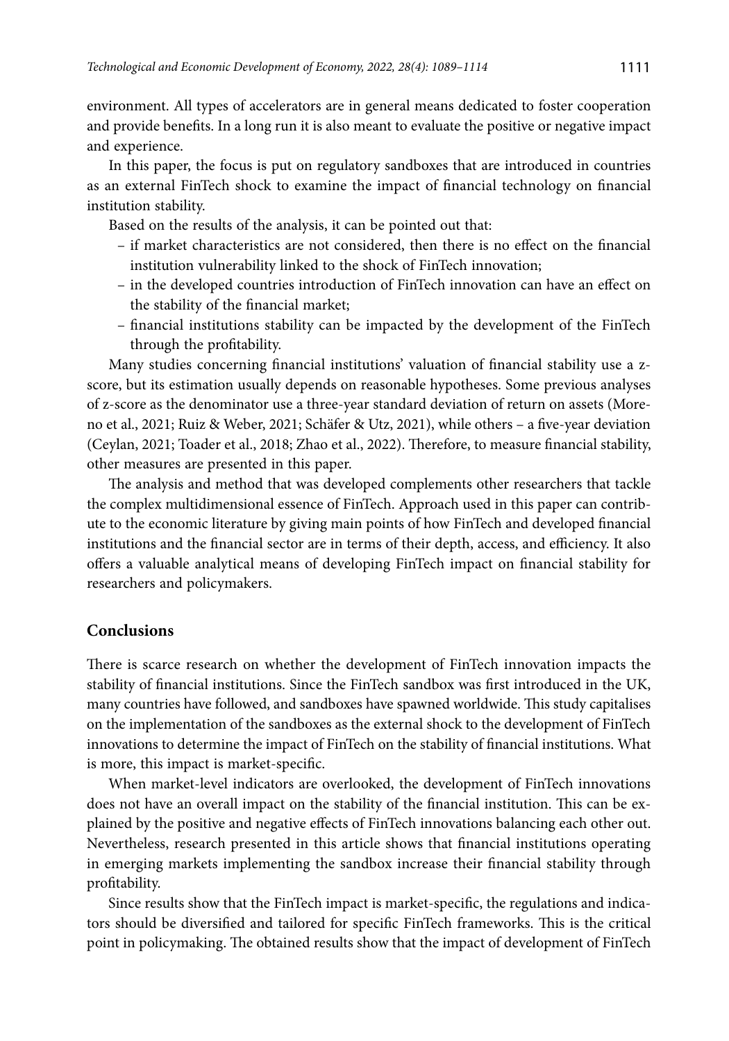environment. All types of accelerators are in general means dedicated to foster cooperation and provide benefits. In a long run it is also meant to evaluate the positive or negative impact and experience.

In this paper, the focus is put on regulatory sandboxes that are introduced in countries as an external FinTech shock to examine the impact of financial technology on financial institution stability.

Based on the results of the analysis, it can be pointed out that:

- if market characteristics are not considered, then there is no effect on the financial institution vulnerability linked to the shock of FinTech innovation;
- in the developed countries introduction of FinTech innovation can have an effect on the stability of the financial market;
- financial institutions stability can be impacted by the development of the FinTech through the profitability.

Many studies concerning financial institutions' valuation of financial stability use a z-score, but its estimation usually depends on reasonable hypotheses. Some previous analyses of z-score as the denominator use a three-year standard deviation of return on assets (Moreno et al., 2021; Ruiz & Weber, 2021; Schäfer & Utz, 2021), while others – a five-year deviation (Ceylan, 2021; Toader et al., 2018; Zhao et al., 2022). Therefore, to measure financial stability, other measures are presented in this paper.

The analysis and method that was developed complements other researchers that tackle the complex multidimensional essence of FinTech. Approach used in this paper can contribute to the economic literature by giving main points of how FinTech and developed financial institutions and the financial sector are in terms of their depth, access, and efficiency. It also offers a valuable analytical means of developing FinTech impact on financial stability for researchers and policymakers.

## Conclusions

There is scarce research on whether the development of FinTech innovation impacts the stability of financial institutions. Since the FinTech sandbox was first introduced in the UK, many countries have followed, and sandboxes have spawned worldwide. This study capitalises on the implementation of the sandboxes as the external shock to the development of FinTech innovations to determine the impact of FinTech on the stability of financial institutions. What is more, this impact is market-specific.

When market-level indicators are overlooked, the development of FinTech innovations does not have an overall impact on the stability of the financial institution. This can be explained by the positive and negative effects of FinTech innovations balancing each other out. Nevertheless, research presented in this article shows that financial institutions operating in emerging markets implementing the sandbox increase their financial stability through profitability.

Since results show that the FinTech impact is market-specific, the regulations and indicators should be diversified and tailored for specific FinTech frameworks. This is the critical point in policymaking. The obtained results show that the impact of development of FinTech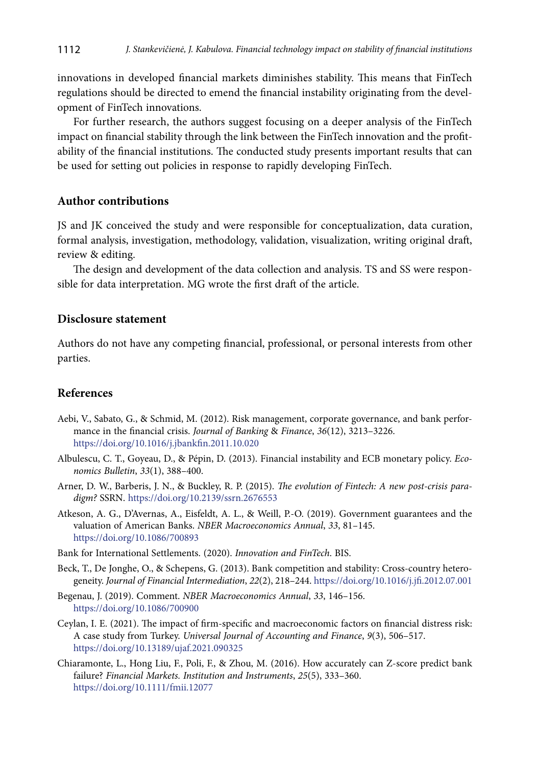innovations in developed financial markets diminishes stability. This means that FinTech regulations should be directed to emend the financial instability originating from the development of FinTech innovations.

For further research, the authors suggest focusing on a deeper analysis of the FinTech impact on financial stability through the link between the FinTech innovation and the profitability of the financial institutions. The conducted study presents important results that can be used for setting out policies in response to rapidly developing FinTech.

## Author contributions

JS and JK conceived the study and were responsible for conceptualization, data curation, formal analysis, investigation, methodology, validation, visualization, writing original draft, review & editing.

The design and development of the data collection and analysis. TS and SS were responsible for data interpretation. MG wrote the first draft of the article.

## Disclosure statement

Authors do not have any competing financial, professional, or personal interests from other parties.

## References

Aebi, V., Sabato, G., & Schmid, M. (2012). Risk management, corporate governance, and bank performance in the financial crisis. *Journal of Banking & Finance*, *36*(12), 3213–3226. https://doi.org/10.1016/j.jbankfin.2011.10.020

Albulescu, C. T., Goyeau, D., & Pépin, D. (2013). Financial instability and ECB monetary policy. *Economics Bulletin*, *33*(1), 388–400.

Arner, D. W., Barberis, J. N., & Buckley, R. P. (2015). *The evolution of Fintech: A new post-crisis paradigm?* SSRN. https://doi.org/10.2139/ssrn.2676553

Atkeson, A. G., D'Avernas, A., Eisfeldt, A. L., & Weill, P.-O. (2019). Government guarantees and the valuation of American Banks. *NBER Macroeconomics Annual*, *33*, 81–145. https://doi.org/10.1086/700893

Bank for International Settlements. (2020). *Innovation and FinTech*. BIS.

Beck, T., De Jonghe, O., & Schepens, G. (2013). Bank competition and stability: Cross-country heterogeneity. *Journal of Financial Intermediation*, *22*(2), 218–244. https://doi.org/10.1016/j.jfi.2012.07.001

Begenau, J. (2019). Comment. *NBER Macroeconomics Annual*, *33*, 146–156. https://doi.org/10.1086/700900

Ceylan, I. E. (2021). The impact of firm-specific and macroeconomic factors on financial distress risk: A case study from Turkey. *Universal Journal of Accounting and Finance*, *9*(3), 506–517. https://doi.org/10.13189/ujaf.2021.090325

Chiaramonte, L., Hong Liu, F., Poli, F., & Zhou, M. (2016). How accurately can Z-score predict bank failure? *Financial Markets. Institution and Instruments*, *25*(5), 333–360. https://doi.org/10.1111/fmii.12077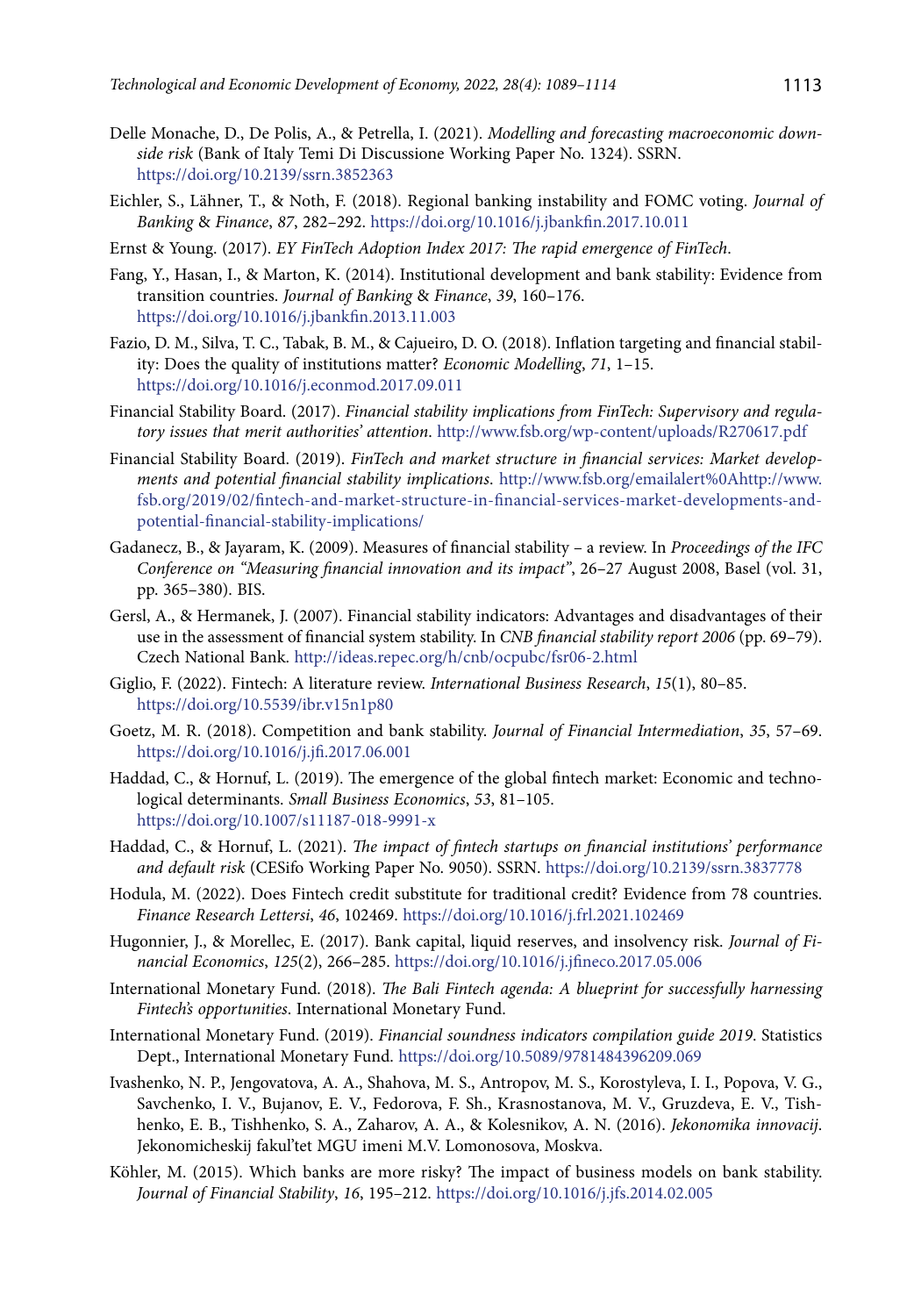Delle Monache, D., De Polis, A., & Petrella, I. (2021). *Modelling and forecasting macroeconomic downside risk* (Bank of Italy Temi Di Discussione Working Paper No. 1324). SSRN. https://doi.org/10.2139/ssrn.3852363

Eichler, S., Lähner, T., & Noth, F. (2018). Regional banking instability and FOMC voting. *Journal of Banking & Finance*, *87*, 282–292. https://doi.org/10.1016/j.jbankfin.2017.10.011

Ernst & Young. (2017). *EY FinTech Adoption Index 2017: The rapid emergence of FinTech*.

Fang, Y., Hasan, I., & Marton, K. (2014). Institutional development and bank stability: Evidence from transition countries. *Journal of Banking & Finance*, *39*, 160–176. https://doi.org/10.1016/j.jbankfin.2013.11.003

Fazio, D. M., Silva, T. C., Tabak, B. M., & Cajueiro, D. O. (2018). Inflation targeting and financial stability: Does the quality of institutions matter? *Economic Modelling*, *71*, 1–15. https://doi.org/10.1016/j.econmod.2017.09.011

Financial Stability Board. (2017). *Financial stability implications from FinTech: Supervisory and regulatory issues that merit authorities' attention*. http://www.fsb.org/wp-content/uploads/R270617.pdf

Financial Stability Board. (2019). *FinTech and market structure in financial services: Market developments and potential financial stability implications*. http://www.fsb.org/emailalert%0Ahttp://www.fsb.org/2019/02/fintech-and-market-structure-in-financial-services-market-developments-and-potential-financial-stability-implications/

Gadanecz, B., & Jayaram, K. (2009). Measures of financial stability – a review. In *Proceedings of the IFC Conference on "Measuring financial innovation and its impact"*, 26–27 August 2008, Basel (vol. 31, pp. 365–380). BIS.

Gersl, A., & Hermanek, J. (2007). Financial stability indicators: Advantages and disadvantages of their use in the assessment of financial system stability. In *CNB financial stability report 2006* (pp. 69–79). Czech National Bank. http://ideas.repec.org/h/cnb/ocpubc/fsr06-2.html

Giglio, F. (2022). Fintech: A literature review. *International Business Research*, *15*(1), 80–85. https://doi.org/10.5539/ibr.v15n1p80

Goetz, M. R. (2018). Competition and bank stability. *Journal of Financial Intermediation*, *35*, 57–69. https://doi.org/10.1016/j.jfi.2017.06.001

Haddad, C., & Hornuf, L. (2019). The emergence of the global fintech market: Economic and technological determinants. *Small Business Economics*, *53*, 81–105. https://doi.org/10.1007/s11187-018-9991-x

Haddad, C., & Hornuf, L. (2021). *The impact of fintech startups on financial institutions' performance and default risk* (CESifo Working Paper No. 9050). SSRN. https://doi.org/10.2139/ssrn.3837778

Hodula, M. (2022). Does Fintech credit substitute for traditional credit? Evidence from 78 countries. *Finance Research Lettersi*, *46*, 102469. https://doi.org/10.1016/j.frl.2021.102469

Hugonnier, J., & Morellec, E. (2017). Bank capital, liquid reserves, and insolvency risk. *Journal of Financial Economics*, *125*(2), 266–285. https://doi.org/10.1016/j.jfineco.2017.05.006

International Monetary Fund. (2018). *The Bali Fintech agenda: A blueprint for successfully harnessing Fintech's opportunities*. International Monetary Fund.

International Monetary Fund. (2019). *Financial soundness indicators compilation guide 2019*. Statistics Dept., International Monetary Fund. https://doi.org/10.5089/9781484396209.069

Ivashenko, N. P., Jengovatova, A. A., Shahova, M. S., Antropov, M. S., Korostyleva, I. I., Popova, V. G., Savchenko, I. V., Bujanov, E. V., Fedorova, F. Sh., Krasnostanova, M. V., Gruzdeva, E. V., Tishhenko, E. B., Tishhenko, S. A., Zaharov, A. A., & Kolesnikov, A. N. (2016). *Jekonomika innovacij*. Jekonomicheskij fakul'tet MGU imeni M.V. Lomonosova, Moskva.

Köhler, M. (2015). Which banks are more risky? The impact of business models on bank stability. *Journal of Financial Stability*, *16*, 195–212. https://doi.org/10.1016/j.jfs.2014.02.005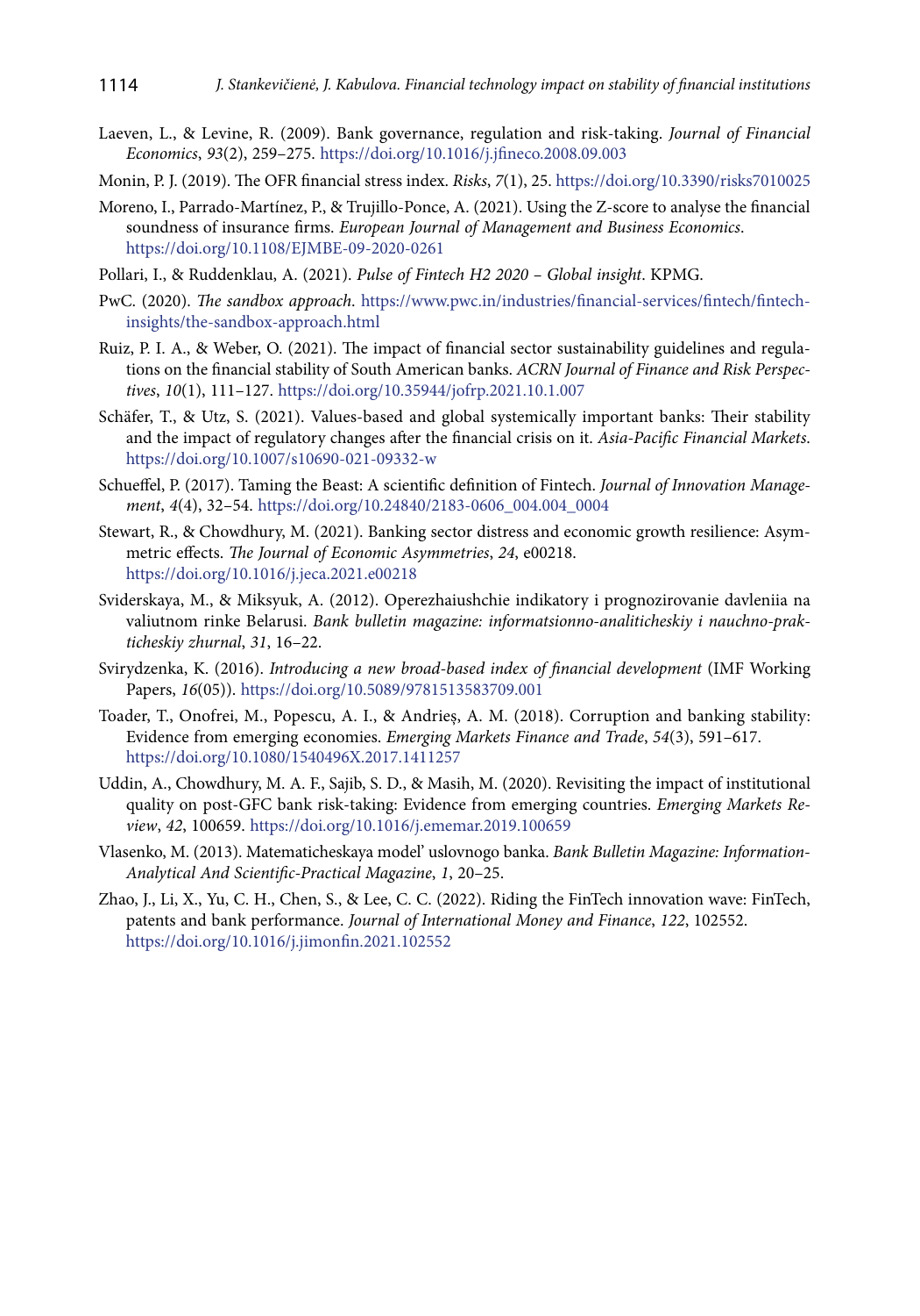Laeven, L., & Levine, R. (2009). Bank governance, regulation and risk-taking. *Journal of Financial Economics*, *93*(2), 259–275. https://doi.org/10.1016/j.jfineco.2008.09.003

Monin, P. J. (2019). The OFR financial stress index. *Risks*, *7*(1), 25. https://doi.org/10.3390/risks7010025

Moreno, I., Parrado-Martínez, P., & Trujillo-Ponce, A. (2021). Using the Z-score to analyse the financial soundness of insurance firms. *European Journal of Management and Business Economics*. https://doi.org/10.1108/EJMBE-09-2020-0261

Pollari, I., & Ruddenklau, A. (2021). *Pulse of Fintech H2 2020 – Global insight*. KPMG.

PwC. (2020). *The sandbox approach*. https://www.pwc.in/industries/financial-services/fintech/fintech-insights/the-sandbox-approach.html

Ruiz, P. I. A., & Weber, O. (2021). The impact of financial sector sustainability guidelines and regulations on the financial stability of South American banks. *ACRN Journal of Finance and Risk Perspectives*, *10*(1), 111–127. https://doi.org/10.35944/jofrp.2021.10.1.007

Schäfer, T., & Utz, S. (2021). Values-based and global systemically important banks: Their stability and the impact of regulatory changes after the financial crisis on it. *Asia-Pacific Financial Markets*. https://doi.org/10.1007/s10690-021-09332-w

Schueffel, P. (2017). Taming the Beast: A scientific definition of Fintech. *Journal of Innovation Management*, *4*(4), 32–54. https://doi.org/10.24840/2183-0606_004.004_0004

Stewart, R., & Chowdhury, M. (2021). Banking sector distress and economic growth resilience: Asymmetric effects. *The Journal of Economic Asymmetries*, *24*, e00218. https://doi.org/10.1016/j.jeca.2021.e00218

Sviderskaya, M., & Miksyuk, A. (2012). Operezhaiushchie indikatory i prognozirovanie davleniia na valiutnom rinke Belarusi. *Bank bulletin magazine: informatsionno-analiticheskiy i nauchno-prakticheskiy zhurnal*, *31*, 16–22.

Svirydzenka, K. (2016). *Introducing a new broad-based index of financial development* (IMF Working Papers, *16*(05)). https://doi.org/10.5089/9781513583709.001

Toader, T., Onofrei, M., Popescu, A. I., & Andrieș, A. M. (2018). Corruption and banking stability: Evidence from emerging economies. *Emerging Markets Finance and Trade*, *54*(3), 591–617. https://doi.org/10.1080/1540496X.2017.1411257

Uddin, A., Chowdhury, M. A. F., Sajib, S. D., & Masih, M. (2020). Revisiting the impact of institutional quality on post-GFC bank risk-taking: Evidence from emerging countries. *Emerging Markets Review*, *42*, 100659. https://doi.org/10.1016/j.ememar.2019.100659

Vlasenko, M. (2013). Matematicheskaya model' uslovnogo banka. *Bank Bulletin Magazine: Information-Analytical And Scientific-Practical Magazine*, *1*, 20–25.

Zhao, J., Li, X., Yu, C. H., Chen, S., & Lee, C. C. (2022). Riding the FinTech innovation wave: FinTech, patents and bank performance. *Journal of International Money and Finance*, *122*, 102552. https://doi.org/10.1016/j.jimonfin.2021.102552